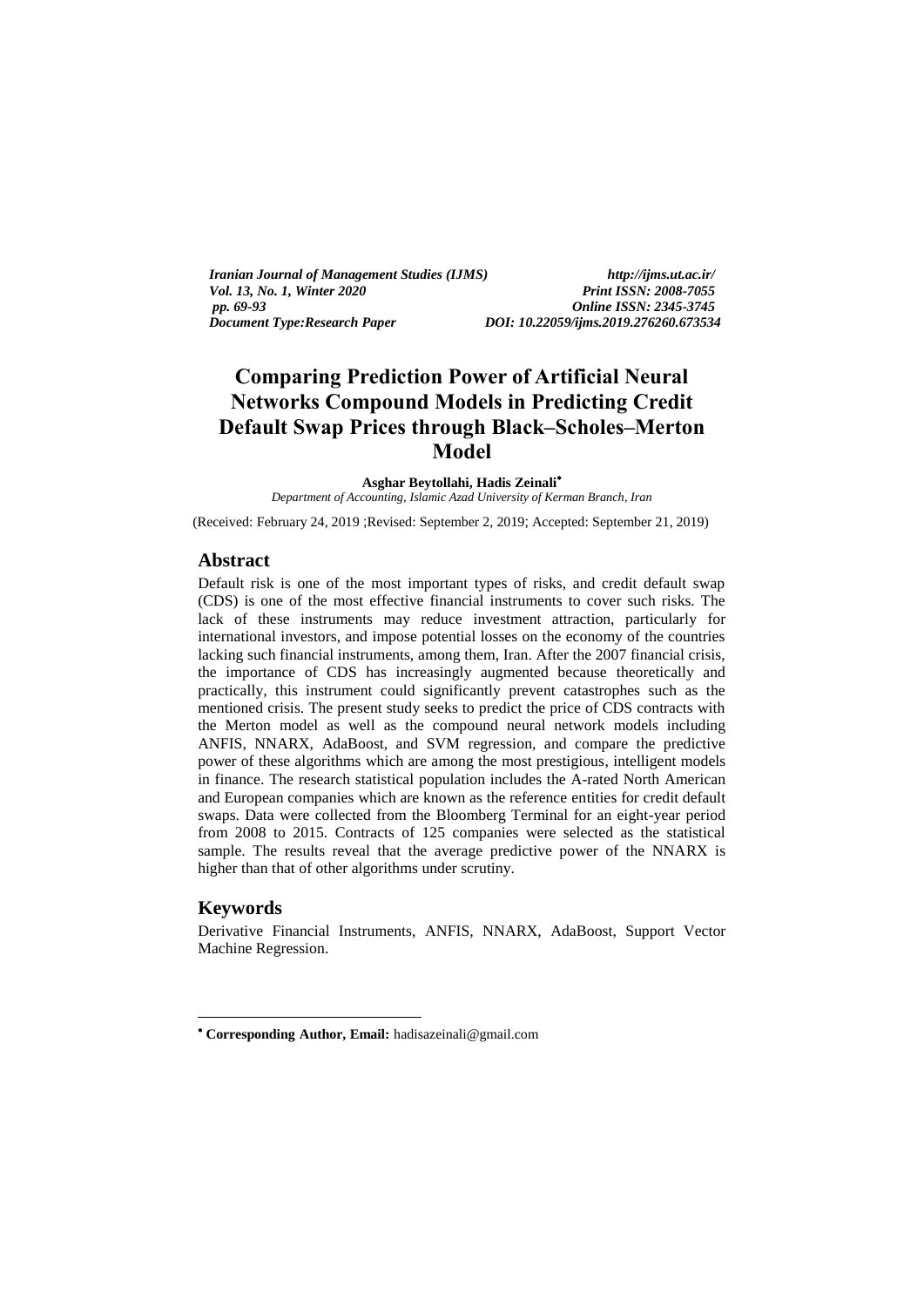*Iranian Journal of Management Studies (IJMS)* *http://ijms.ut.ac.ir/*
*Vol. 13, No. 1, Winter 2020* *Print ISSN: 2008-7055*
*pp. 69-93* *Online ISSN: 2345-3745*
*Document Type:Research Paper* *DOI: 10.22059/ijms.2019.276260.673534*

# Comparing Prediction Power of Artificial Neural Networks Compound Models in Predicting Credit Default Swap Prices through Black–Scholes–Merton Model

**Asghar Beytollahi, Hadis Zeinali**[•]

*Department of Accounting, Islamic Azad University of Kerman Branch, Iran*

(Received: February 24, 2019 ;Revised: September 2, 2019; Accepted: September 21, 2019)

## Abstract

Default risk is one of the most important types of risks, and credit default swap (CDS) is one of the most effective financial instruments to cover such risks. The lack of these instruments may reduce investment attraction, particularly for international investors, and impose potential losses on the economy of the countries lacking such financial instruments, among them, Iran. After the 2007 financial crisis, the importance of CDS has increasingly augmented because theoretically and practically, this instrument could significantly prevent catastrophes such as the mentioned crisis. The present study seeks to predict the price of CDS contracts with the Merton model as well as the compound neural network models including ANFIS, NNARX, AdaBoost, and SVM regression, and compare the predictive power of these algorithms which are among the most prestigious, intelligent models in finance. The research statistical population includes the A-rated North American and European companies which are known as the reference entities for credit default swaps. Data were collected from the Bloomberg Terminal for an eight-year period from 2008 to 2015. Contracts of 125 companies were selected as the statistical sample. The results reveal that the average predictive power of the NNARX is higher than that of other algorithms under scrutiny.

## Keywords

Derivative Financial Instruments, ANFIS, NNARX, AdaBoost, Support Vector Machine Regression.

---

[•] **Corresponding Author, Email:** hadisazeinali@gmail.com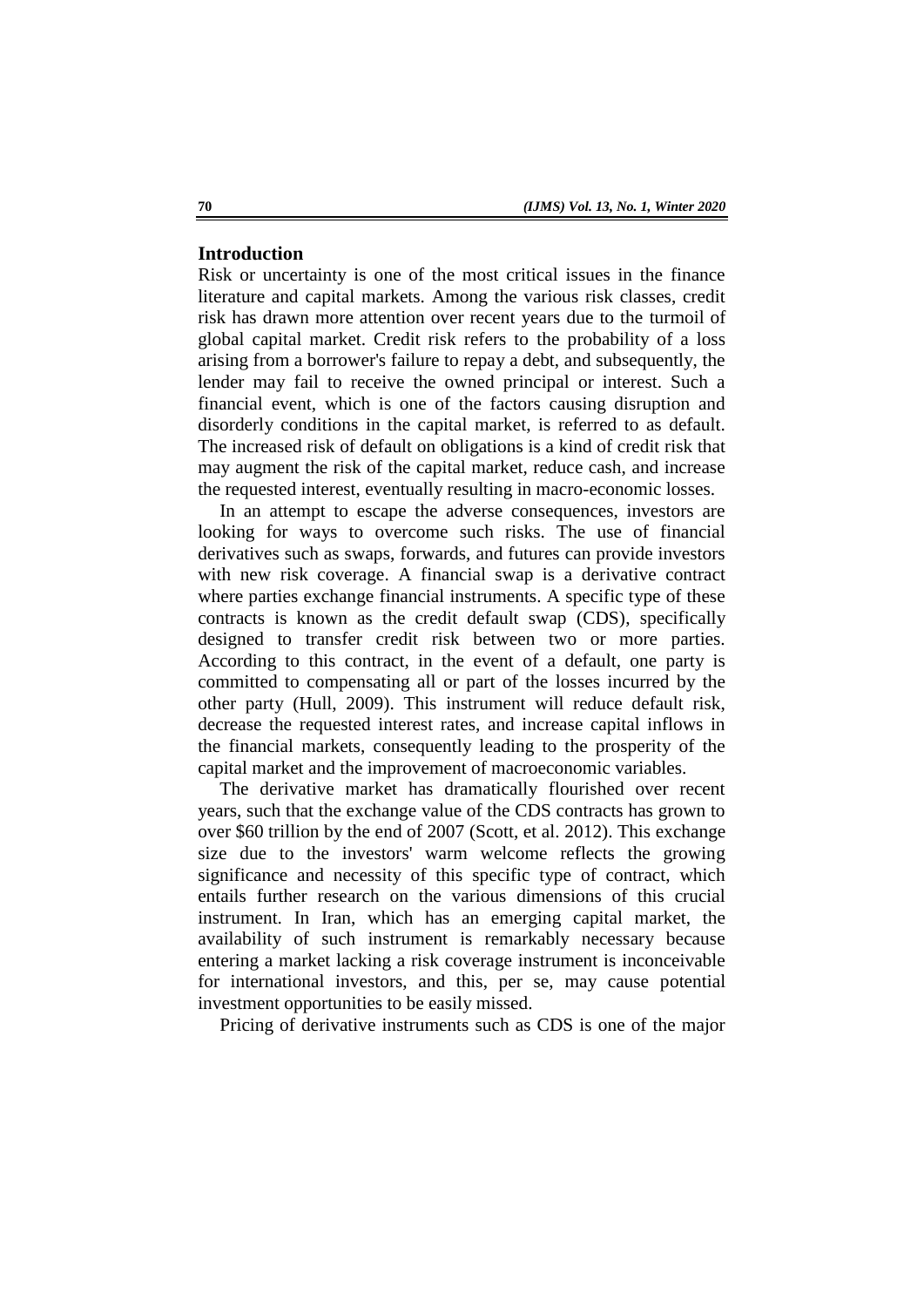## Introduction

Risk or uncertainty is one of the most critical issues in the finance literature and capital markets. Among the various risk classes, credit risk has drawn more attention over recent years due to the turmoil of global capital market. Credit risk refers to the probability of a loss arising from a borrower's failure to repay a debt, and subsequently, the lender may fail to receive the owned principal or interest. Such a financial event, which is one of the factors causing disruption and disorderly conditions in the capital market, is referred to as default. The increased risk of default on obligations is a kind of credit risk that may augment the risk of the capital market, reduce cash, and increase the requested interest, eventually resulting in macro-economic losses.

In an attempt to escape the adverse consequences, investors are looking for ways to overcome such risks. The use of financial derivatives such as swaps, forwards, and futures can provide investors with new risk coverage. A financial swap is a derivative contract where parties exchange financial instruments. A specific type of these contracts is known as the credit default swap (CDS), specifically designed to transfer credit risk between two or more parties. According to this contract, in the event of a default, one party is committed to compensating all or part of the losses incurred by the other party (Hull, 2009). This instrument will reduce default risk, decrease the requested interest rates, and increase capital inflows in the financial markets, consequently leading to the prosperity of the capital market and the improvement of macroeconomic variables.

The derivative market has dramatically flourished over recent years, such that the exchange value of the CDS contracts has grown to over $60 trillion by the end of 2007 (Scott, et al. 2012). This exchange size due to the investors' warm welcome reflects the growing significance and necessity of this specific type of contract, which entails further research on the various dimensions of this crucial instrument. In Iran, which has an emerging capital market, the availability of such instrument is remarkably necessary because entering a market lacking a risk coverage instrument is inconceivable for international investors, and this, per se, may cause potential investment opportunities to be easily missed.

Pricing of derivative instruments such as CDS is one of the major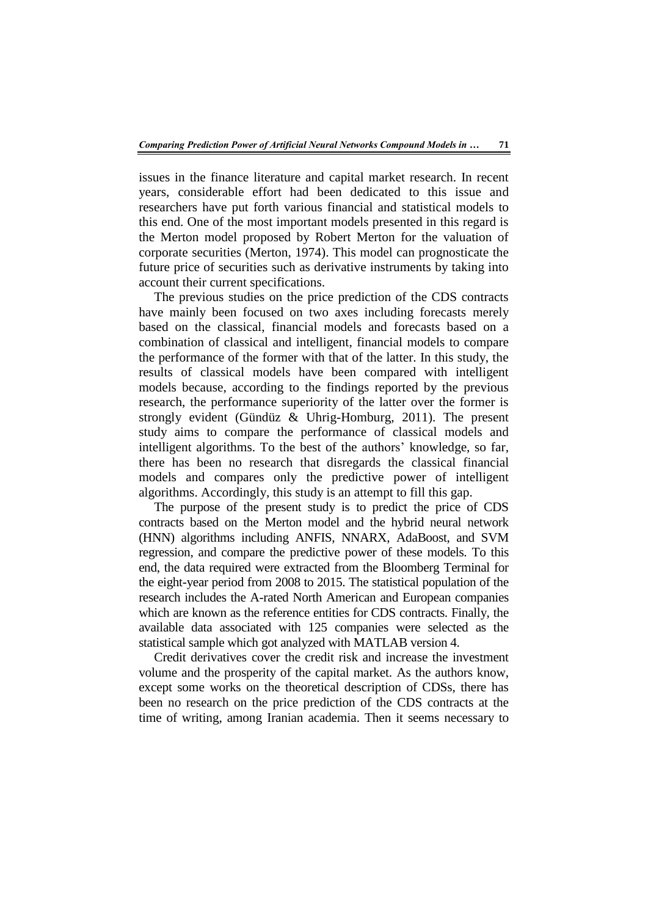issues in the finance literature and capital market research. In recent years, considerable effort had been dedicated to this issue and researchers have put forth various financial and statistical models to this end. One of the most important models presented in this regard is the Merton model proposed by Robert Merton for the valuation of corporate securities (Merton, 1974). This model can prognosticate the future price of securities such as derivative instruments by taking into account their current specifications.

The previous studies on the price prediction of the CDS contracts have mainly been focused on two axes including forecasts merely based on the classical, financial models and forecasts based on a combination of classical and intelligent, financial models to compare the performance of the former with that of the latter. In this study, the results of classical models have been compared with intelligent models because, according to the findings reported by the previous research, the performance superiority of the latter over the former is strongly evident (Gündüz & Uhrig-Homburg, 2011). The present study aims to compare the performance of classical models and intelligent algorithms. To the best of the authors' knowledge, so far, there has been no research that disregards the classical financial models and compares only the predictive power of intelligent algorithms. Accordingly, this study is an attempt to fill this gap.

The purpose of the present study is to predict the price of CDS contracts based on the Merton model and the hybrid neural network (HNN) algorithms including ANFIS, NNARX, AdaBoost, and SVM regression, and compare the predictive power of these models. To this end, the data required were extracted from the Bloomberg Terminal for the eight-year period from 2008 to 2015. The statistical population of the research includes the A-rated North American and European companies which are known as the reference entities for CDS contracts. Finally, the available data associated with 125 companies were selected as the statistical sample which got analyzed with MATLAB version 4.

Credit derivatives cover the credit risk and increase the investment volume and the prosperity of the capital market. As the authors know, except some works on the theoretical description of CDSs, there has been no research on the price prediction of the CDS contracts at the time of writing, among Iranian academia. Then it seems necessary to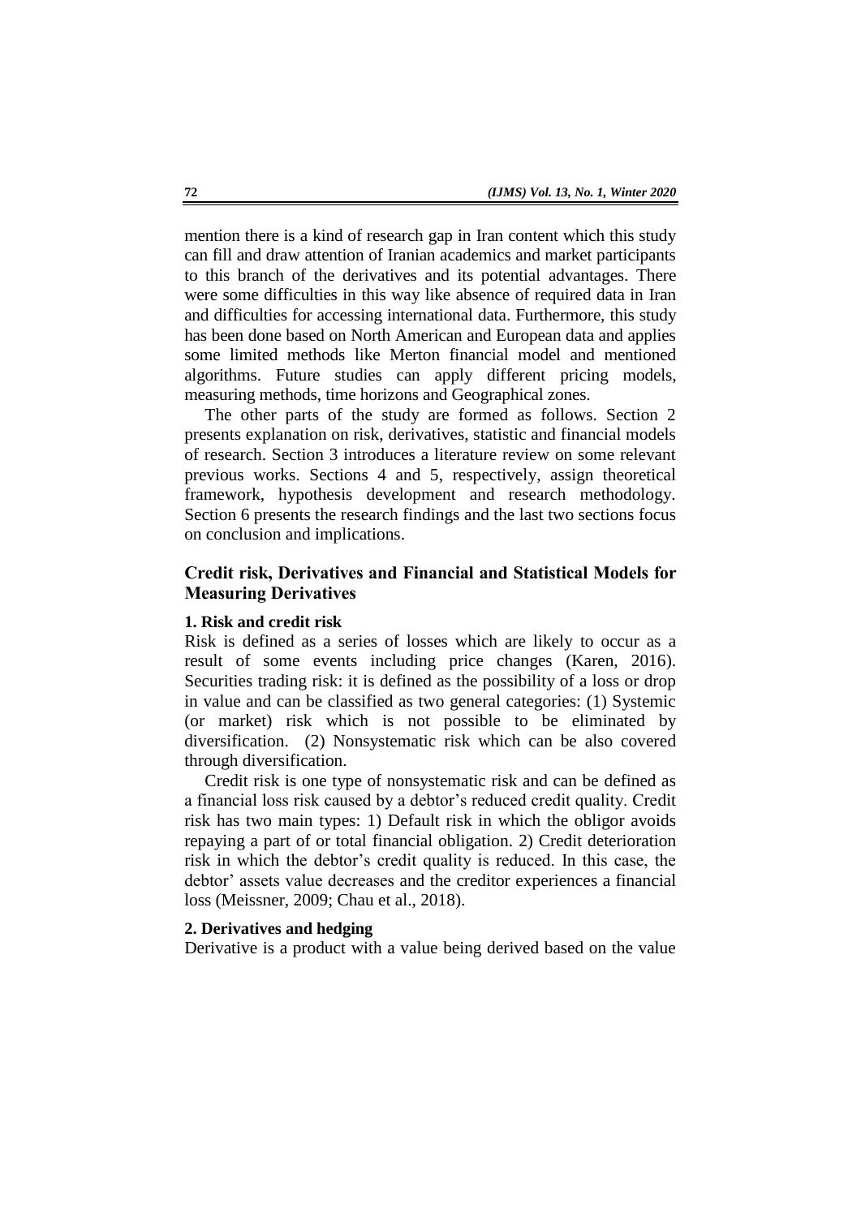mention there is a kind of research gap in Iran content which this study can fill and draw attention of Iranian academics and market participants to this branch of the derivatives and its potential advantages. There were some difficulties in this way like absence of required data in Iran and difficulties for accessing international data. Furthermore, this study has been done based on North American and European data and applies some limited methods like Merton financial model and mentioned algorithms. Future studies can apply different pricing models, measuring methods, time horizons and Geographical zones.

The other parts of the study are formed as follows. Section 2 presents explanation on risk, derivatives, statistic and financial models of research. Section 3 introduces a literature review on some relevant previous works. Sections 4 and 5, respectively, assign theoretical framework, hypothesis development and research methodology. Section 6 presents the research findings and the last two sections focus on conclusion and implications.

## Credit risk, Derivatives and Financial and Statistical Models for Measuring Derivatives

### 1. Risk and credit risk

Risk is defined as a series of losses which are likely to occur as a result of some events including price changes (Karen, 2016). Securities trading risk: it is defined as the possibility of a loss or drop in value and can be classified as two general categories: (1) Systemic (or market) risk which is not possible to be eliminated by diversification. (2) Nonsystematic risk which can be also covered through diversification.

Credit risk is one type of nonsystematic risk and can be defined as a financial loss risk caused by a debtor's reduced credit quality. Credit risk has two main types: 1) Default risk in which the obligor avoids repaying a part of or total financial obligation. 2) Credit deterioration risk in which the debtor's credit quality is reduced. In this case, the debtor' assets value decreases and the creditor experiences a financial loss (Meissner, 2009; Chau et al., 2018).

### 2. Derivatives and hedging

Derivative is a product with a value being derived based on the value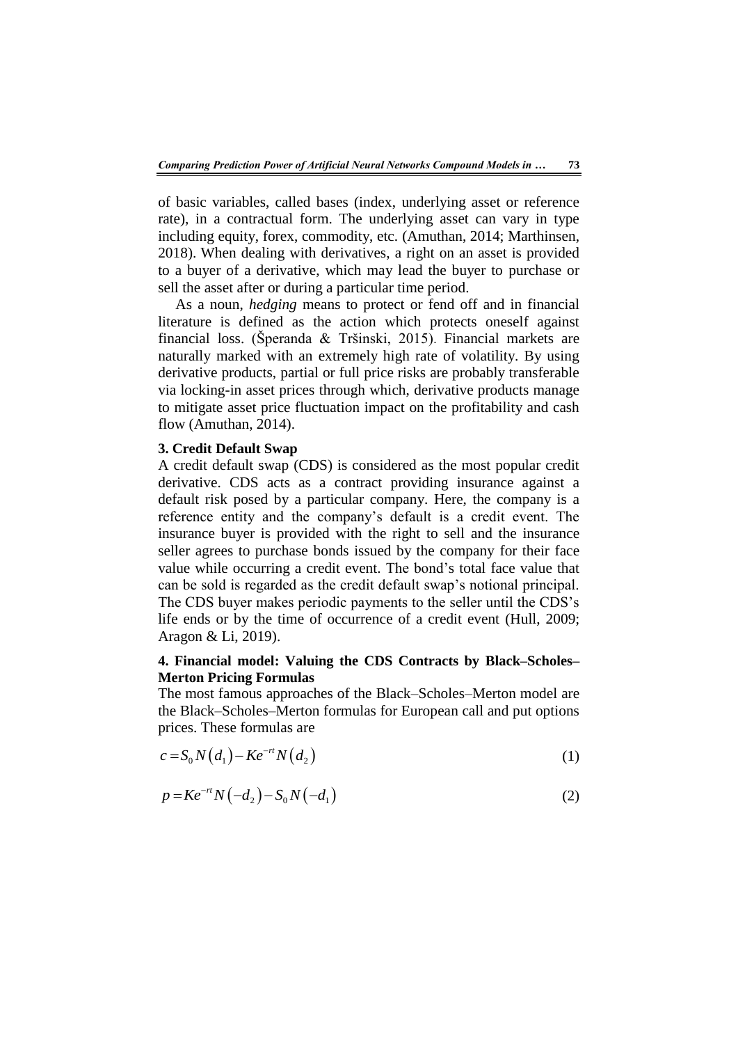of basic variables, called bases (index, underlying asset or reference rate), in a contractual form. The underlying asset can vary in type including equity, forex, commodity, etc. (Amuthan, 2014; Marthinsen, 2018). When dealing with derivatives, a right on an asset is provided to a buyer of a derivative, which may lead the buyer to purchase or sell the asset after or during a particular time period.

As a noun, *hedging* means to protect or fend off and in financial literature is defined as the action which protects oneself against financial loss. (Šperanda & Tršinski, 2015). Financial markets are naturally marked with an extremely high rate of volatility. By using derivative products, partial or full price risks are probably transferable via locking-in asset prices through which, derivative products manage to mitigate asset price fluctuation impact on the profitability and cash flow (Amuthan, 2014).

### 3. Credit Default Swap

A credit default swap (CDS) is considered as the most popular credit derivative. CDS acts as a contract providing insurance against a default risk posed by a particular company. Here, the company is a reference entity and the company's default is a credit event. The insurance buyer is provided with the right to sell and the insurance seller agrees to purchase bonds issued by the company for their face value while occurring a credit event. The bond's total face value that can be sold is regarded as the credit default swap's notional principal. The CDS buyer makes periodic payments to the seller until the CDS's life ends or by the time of occurrence of a credit event (Hull, 2009; Aragon & Li, 2019).

### 4. Financial model: Valuing the CDS Contracts by Black–Scholes–Merton Pricing Formulas

The most famous approaches of the Black–Scholes–Merton model are the Black–Scholes–Merton formulas for European call and put options prices. These formulas are

$$c = S_0 N(d_1) - Ke^{-rt} N(d_2) \tag{1}$$

$$p = Ke^{-rt} N(-d_2) - S_0 N(-d_1) \tag{2}$$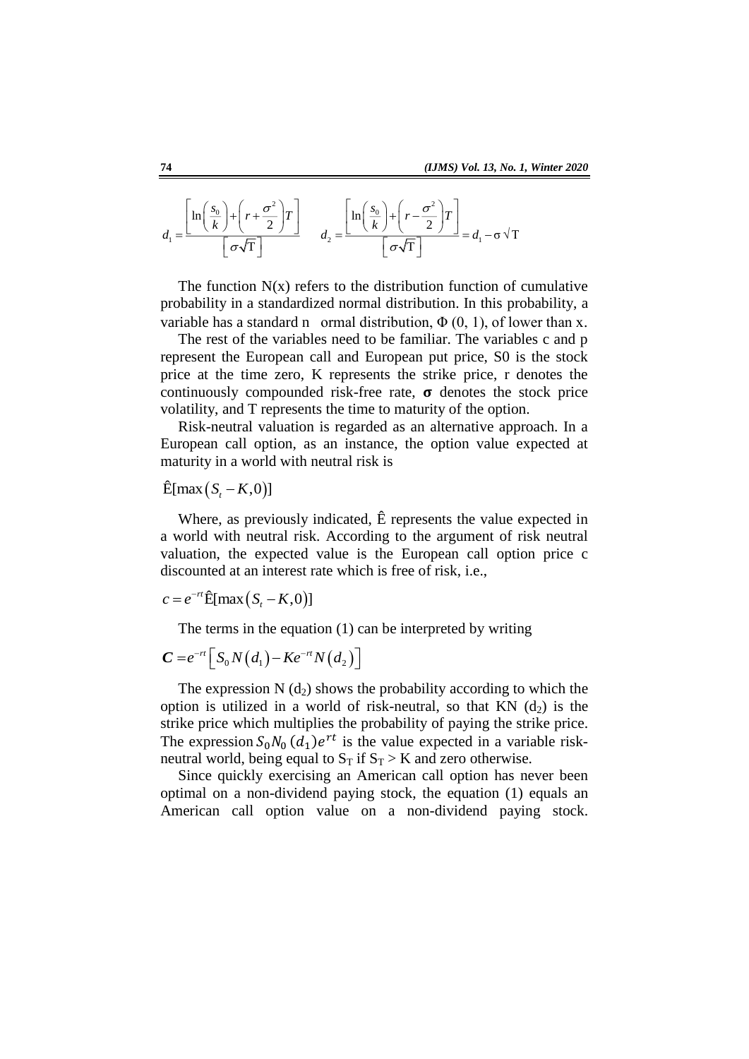$$d_1 = \frac{\left[ \ln\left(\frac{s_0}{k}\right) + \left(r + \frac{\sigma^2}{2}\right)T \right]}{\left[ \sigma\sqrt{\mathrm{T}} \right]} \qquad d_2 = \frac{\left[ \ln\left(\frac{s_0}{k}\right) + \left(r - \frac{\sigma^2}{2}\right)T \right]}{\left[ \sigma\sqrt{\mathrm{T}} \right]} = d_1 - \sigma\sqrt{\mathrm{T}}$$

The function N(x) refers to the distribution function of cumulative probability in a standardized normal distribution. In this probability, a variable has a standard n ormal distribution, $\Phi$ (0, 1), of lower than x.

The rest of the variables need to be familiar. The variables c and p represent the European call and European put price, S0 is the stock price at the time zero, K represents the strike price, r denotes the continuously compounded risk-free rate, $\boldsymbol{\sigma}$ denotes the stock price volatility, and T represents the time to maturity of the option.

Risk-neutral valuation is regarded as an alternative approach. In a European call option, as an instance, the option value expected at maturity in a world with neutral risk is

$$\hat{\mathrm{E}}[\max\left(S_t - K, 0\right)]$$

Where, as previously indicated, Ê represents the value expected in a world with neutral risk. According to the argument of risk neutral valuation, the expected value is the European call option price c discounted at an interest rate which is free of risk, i.e.,

$$c = e^{-rt}\hat{\mathrm{E}}[\max\left(S_t - K, 0\right)]$$

The terms in the equation (1) can be interpreted by writing

$$\boldsymbol{C} = e^{-rt}\left[ S_0 N\left(d_1\right) - Ke^{-rt} N\left(d_2\right) \right]$$

The expression N ($d_2$) shows the probability according to which the option is utilized in a world of risk-neutral, so that KN ($d_2$) is the strike price which multiplies the probability of paying the strike price. The expression $S_0 N_0\,(d_1)e^{rt}$ is the value expected in a variable risk-neutral world, being equal to $S_T$ if $S_T > K$ and zero otherwise.

Since quickly exercising an American call option has never been optimal on a non-dividend paying stock, the equation (1) equals an American call option value on a non-dividend paying stock.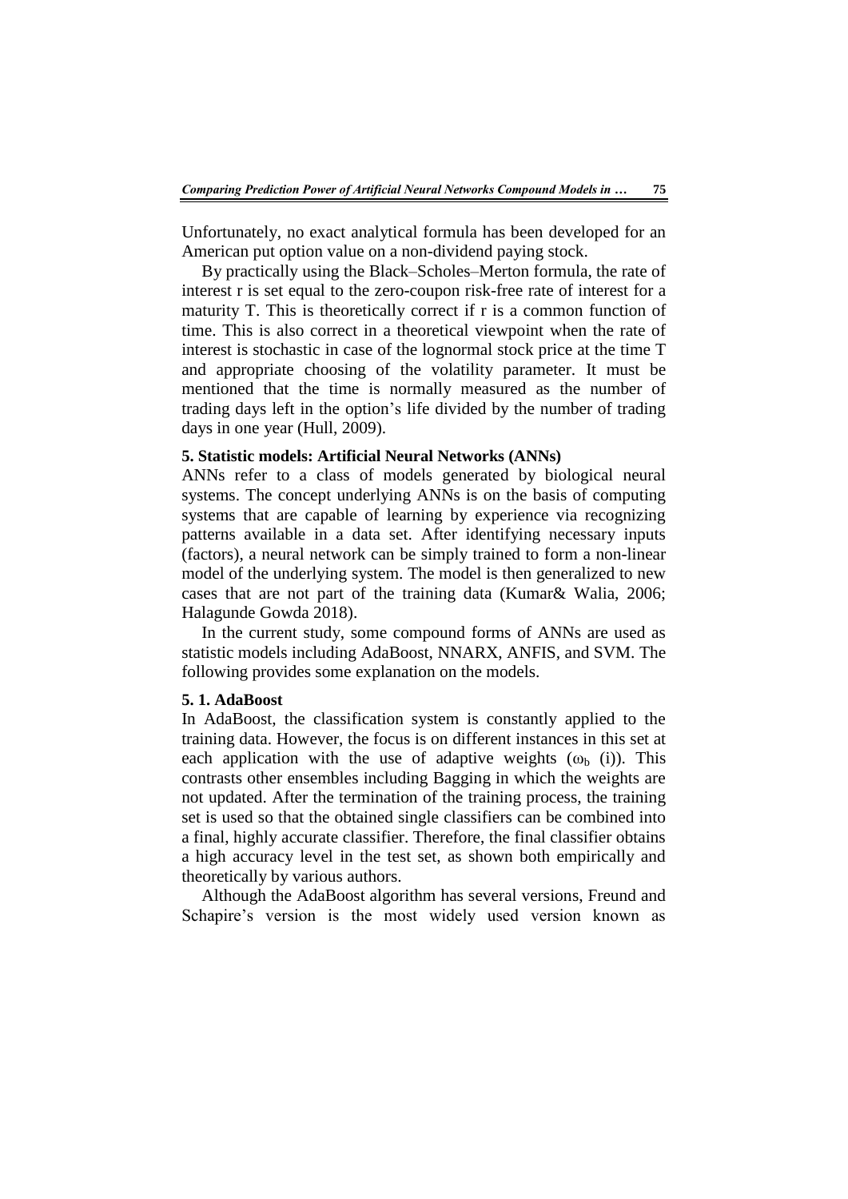Unfortunately, no exact analytical formula has been developed for an American put option value on a non-dividend paying stock.

By practically using the Black–Scholes–Merton formula, the rate of interest r is set equal to the zero-coupon risk-free rate of interest for a maturity T. This is theoretically correct if r is a common function of time. This is also correct in a theoretical viewpoint when the rate of interest is stochastic in case of the lognormal stock price at the time T and appropriate choosing of the volatility parameter. It must be mentioned that the time is normally measured as the number of trading days left in the option's life divided by the number of trading days in one year (Hull, 2009).

### 5. Statistic models: Artificial Neural Networks (ANNs)

ANNs refer to a class of models generated by biological neural systems. The concept underlying ANNs is on the basis of computing systems that are capable of learning by experience via recognizing patterns available in a data set. After identifying necessary inputs (factors), a neural network can be simply trained to form a non-linear model of the underlying system. The model is then generalized to new cases that are not part of the training data (Kumar& Walia, 2006; Halagunde Gowda 2018).

In the current study, some compound forms of ANNs are used as statistic models including AdaBoost, NNARX, ANFIS, and SVM. The following provides some explanation on the models.

#### 5. 1. AdaBoost

In AdaBoost, the classification system is constantly applied to the training data. However, the focus is on different instances in this set at each application with the use of adaptive weights ($\omega_b$ (i)). This contrasts other ensembles including Bagging in which the weights are not updated. After the termination of the training process, the training set is used so that the obtained single classifiers can be combined into a final, highly accurate classifier. Therefore, the final classifier obtains a high accuracy level in the test set, as shown both empirically and theoretically by various authors.

Although the AdaBoost algorithm has several versions, Freund and Schapire's version is the most widely used version known as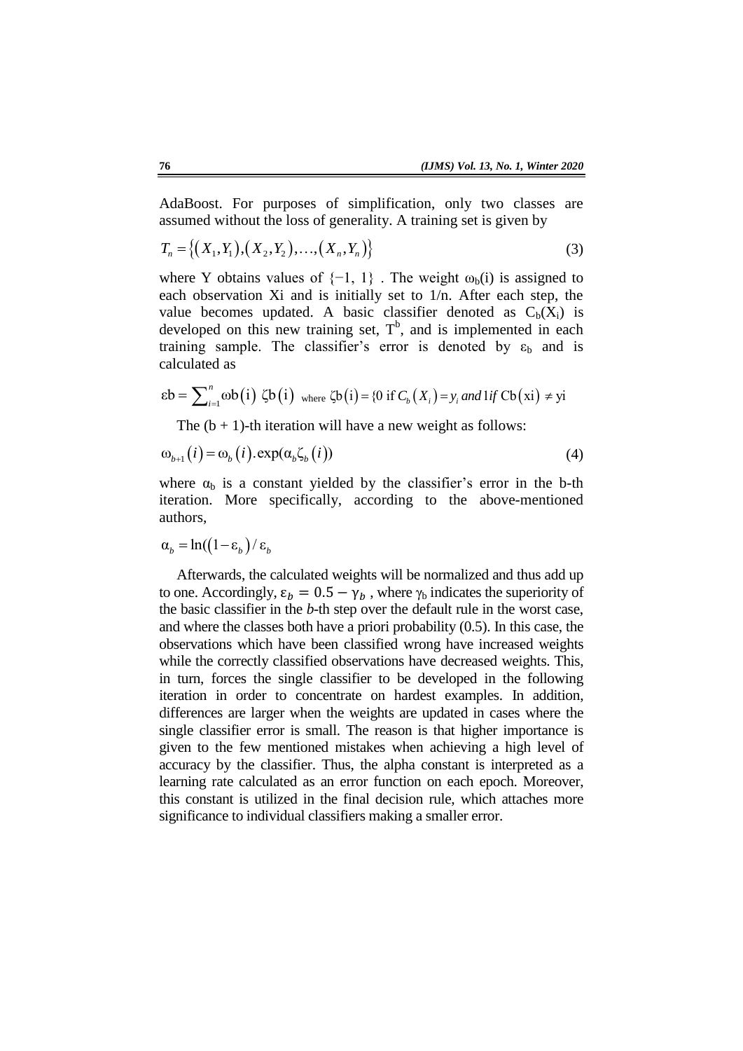AdaBoost. For purposes of simplification, only two classes are assumed without the loss of generality. A training set is given by

$$T_n = \{(X_1, Y_1), (X_2, Y_2), \ldots, (X_n, Y_n)\} \tag{3}$$

where Y obtains values of $\{-1, 1\}$ . The weight $\omega_b(i)$ is assigned to each observation Xi and is initially set to 1/n. After each step, the value becomes updated. A basic classifier denoted as $C_b(X_i)$ is developed on this new training set, $T^b$, and is implemented in each training sample. The classifier's error is denoted by $\varepsilon_b$ and is calculated as

$$\varepsilon b = \sum_{i=1}^{n} \omega b(i)\ \zeta b(i) \text{ where } \zeta b(i) = \{0 \text{ if } C_b(X_i) = y_i \text{ and } 1 \text{ if } Cb(xi) \neq yi$$

The (b + 1)-th iteration will have a new weight as follows:

$$\omega_{b+1}(i) = \omega_b(i).\exp(\alpha_b \zeta_b(i)) \tag{4}$$

where $\alpha_b$ is a constant yielded by the classifier's error in the b-th iteration. More specifically, according to the above-mentioned authors,

$$\alpha_b = \ln((1 - \varepsilon_b) / \varepsilon_b$$

Afterwards, the calculated weights will be normalized and thus add up to one. Accordingly, $\varepsilon_b = 0.5 - \gamma_b$ , where $\gamma_b$ indicates the superiority of the basic classifier in the *b*-th step over the default rule in the worst case, and where the classes both have a priori probability (0.5). In this case, the observations which have been classified wrong have increased weights while the correctly classified observations have decreased weights. This, in turn, forces the single classifier to be developed in the following iteration in order to concentrate on hardest examples. In addition, differences are larger when the weights are updated in cases where the single classifier error is small. The reason is that higher importance is given to the few mentioned mistakes when achieving a high level of accuracy by the classifier. Thus, the alpha constant is interpreted as a learning rate calculated as an error function on each epoch. Moreover, this constant is utilized in the final decision rule, which attaches more significance to individual classifiers making a smaller error.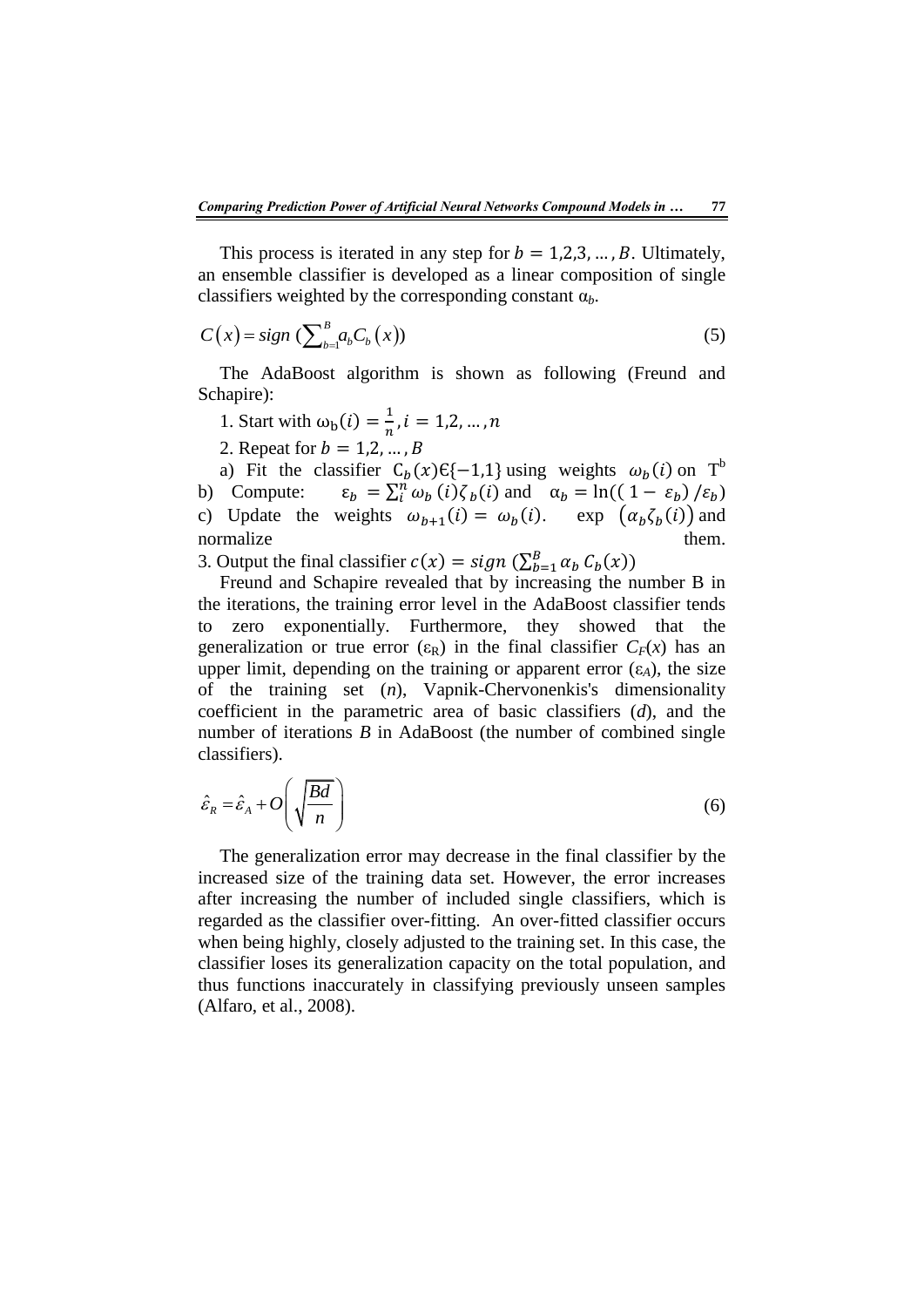This process is iterated in any step for $b = 1,2,3, \ldots, B$. Ultimately, an ensemble classifier is developed as a linear composition of single classifiers weighted by the corresponding constant $\alpha_b$.

$$C(x) = sign\left(\sum_{b=1}^{B} a_b C_b(x)\right) \tag{5}$$

The AdaBoost algorithm is shown as following (Freund and Schapire):

1. Start with $\omega_b(i) = \frac{1}{n}, i = 1,2, \ldots, n$

2. Repeat for $b = 1,2, \ldots, B$

a) Fit the classifier $C_b(x) \in \{-1,1\}$ using weights $\omega_b(i)$ on $T^b$

b) Compute: $\varepsilon_b = \sum_i^n \omega_b(i) \zeta_b(i)$ and $\alpha_b = \ln((1 - \varepsilon_b)/\varepsilon_b)$

c) Update the weights $\omega_{b+1}(i) = \omega_b(i)$. $\exp\left(\alpha_b \zeta_b(i)\right)$ and normalize them.

3. Output the final classifier $c(x) = sign\left(\sum_{b=1}^{B} \alpha_b C_b(x)\right)$

Freund and Schapire revealed that by increasing the number B in the iterations, the training error level in the AdaBoost classifier tends to zero exponentially. Furthermore, they showed that the generalization or true error ($\varepsilon_R$) in the final classifier $C_F(x)$ has an upper limit, depending on the training or apparent error ($\varepsilon_A$), the size of the training set ($n$), Vapnik-Chervonenkis's dimensionality coefficient in the parametric area of basic classifiers ($d$), and the number of iterations $B$ in AdaBoost (the number of combined single classifiers).

$$\hat{\varepsilon}_R = \hat{\varepsilon}_A + O\left(\sqrt{\frac{Bd}{n}}\right) \tag{6}$$

The generalization error may decrease in the final classifier by the increased size of the training data set. However, the error increases after increasing the number of included single classifiers, which is regarded as the classifier over-fitting. An over-fitted classifier occurs when being highly, closely adjusted to the training set. In this case, the classifier loses its generalization capacity on the total population, and thus functions inaccurately in classifying previously unseen samples (Alfaro, et al., 2008).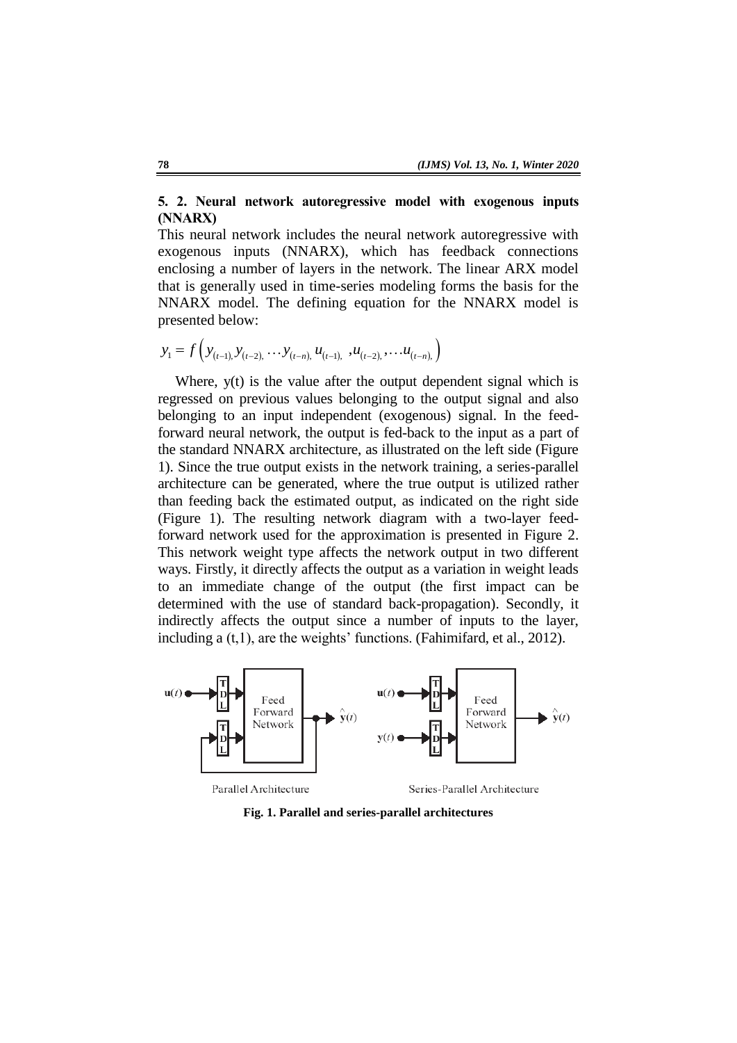### 5. 2. Neural network autoregressive model with exogenous inputs (NNARX)

This neural network includes the neural network autoregressive with exogenous inputs (NNARX), which has feedback connections enclosing a number of layers in the network. The linear ARX model that is generally used in time-series modeling forms the basis for the NNARX model. The defining equation for the NNARX model is presented below:

$$y_1 = f\left(y_{(t-1),} y_{(t-2),} \ldots y_{(t-n),}\ u_{(t-1),}\ , u_{(t-2),}, \ldots u_{(t-n),}\right)$$

Where, y(t) is the value after the output dependent signal which is regressed on previous values belonging to the output signal and also belonging to an input independent (exogenous) signal. In the feed-forward neural network, the output is fed-back to the input as a part of the standard NNARX architecture, as illustrated on the left side (Figure 1). Since the true output exists in the network training, a series-parallel architecture can be generated, where the true output is utilized rather than feeding back the estimated output, as indicated on the right side (Figure 1). The resulting network diagram with a two-layer feed-forward network used for the approximation is presented in Figure 2. This network weight type affects the network output in two different ways. Firstly, it directly affects the output as a variation in weight leads to an immediate change of the output (the first impact can be determined with the use of standard back-propagation). Secondly, it indirectly affects the output since a number of inputs to the layer, including a (t,1), are the weights' functions. (Fahimifard, et al., 2012).

**Fig. 1. Parallel and series-parallel architectures**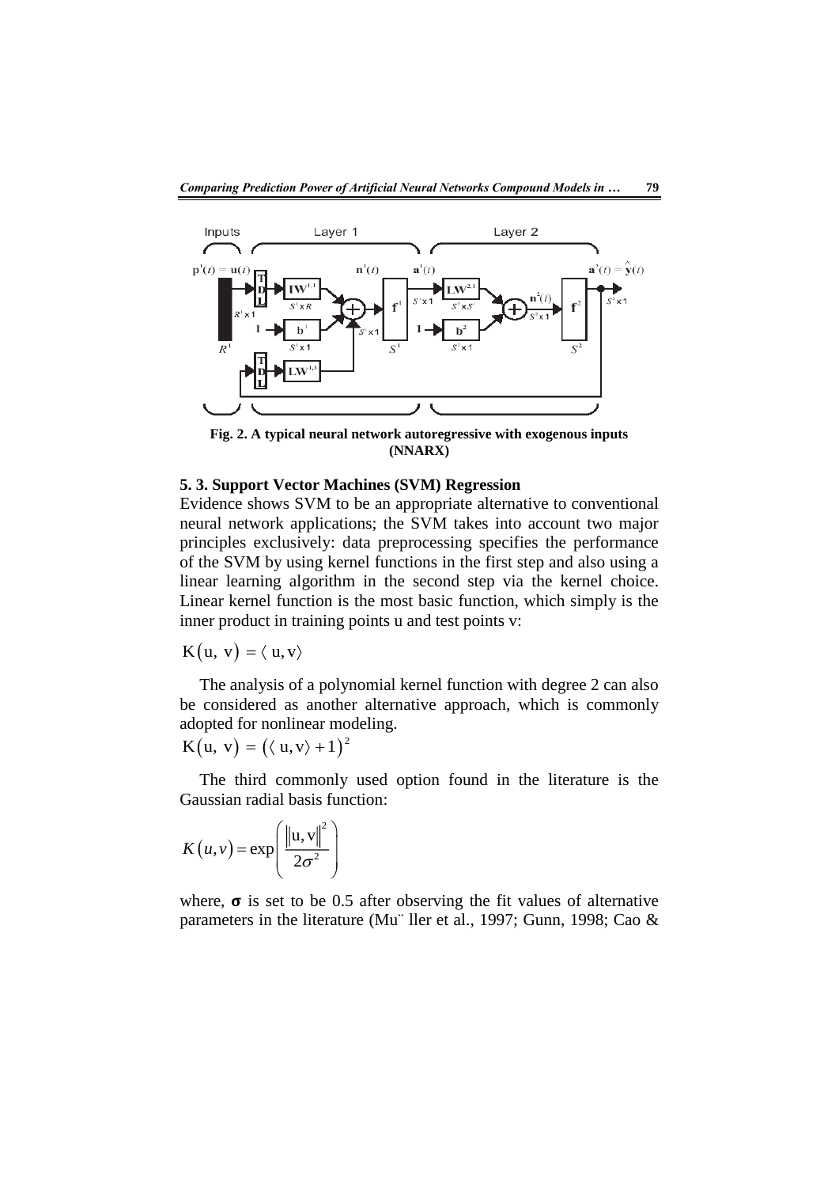Fig. 2. A typical neural network autoregressive with exogenous inputs (NNARX)

### 5. 3. Support Vector Machines (SVM) Regression

Evidence shows SVM to be an appropriate alternative to conventional neural network applications; the SVM takes into account two major principles exclusively: data preprocessing specifies the performance of the SVM by using kernel functions in the first step and also using a linear learning algorithm in the second step via the kernel choice. Linear kernel function is the most basic function, which simply is the inner product in training points u and test points v:

$$K(u,\ v) = \langle\ u, v\rangle$$

The analysis of a polynomial kernel function with degree 2 can also be considered as another alternative approach, which is commonly adopted for nonlinear modeling.

$$K(u,\ v) = \left(\langle\ u, v\rangle + 1\right)^2$$

The third commonly used option found in the literature is the Gaussian radial basis function:

$$K(u,v) = \exp\left(\frac{\left\|u, v\right\|^2}{2\sigma^2}\right)$$

where, $\boldsymbol{\sigma}$ is set to be 0.5 after observing the fit values of alternative parameters in the literature (Mu¨ ller et al., 1997; Gunn, 1998; Cao &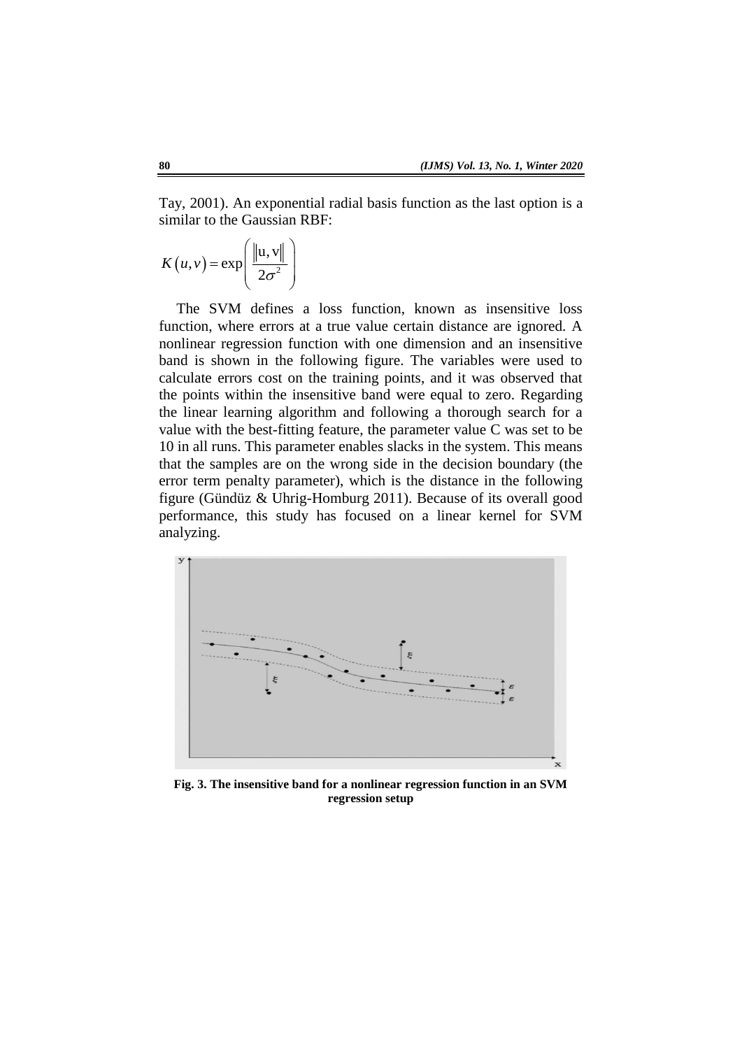Tay, 2001). An exponential radial basis function as the last option is a similar to the Gaussian RBF:

$$K\left(u,v\right)=\exp\left(\frac{\left\|\mathrm{u},\mathrm{v}\right\|}{2\sigma^{2}}\right)$$

The SVM defines a loss function, known as insensitive loss function, where errors at a true value certain distance are ignored. A nonlinear regression function with one dimension and an insensitive band is shown in the following figure. The variables were used to calculate errors cost on the training points, and it was observed that the points within the insensitive band were equal to zero. Regarding the linear learning algorithm and following a thorough search for a value with the best-fitting feature, the parameter value C was set to be 10 in all runs. This parameter enables slacks in the system. This means that the samples are on the wrong side in the decision boundary (the error term penalty parameter), which is the distance in the following figure (Gündüz & Uhrig-Homburg 2011). Because of its overall good performance, this study has focused on a linear kernel for SVM analyzing.

**Fig. 3. The insensitive band for a nonlinear regression function in an SVM regression setup**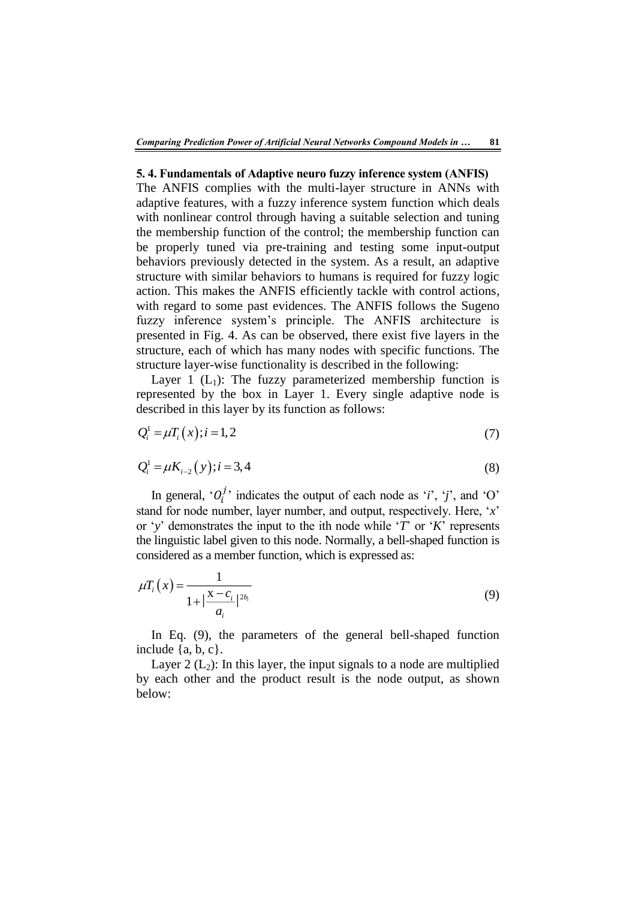### 5. 4. Fundamentals of Adaptive neuro fuzzy inference system (ANFIS)

The ANFIS complies with the multi-layer structure in ANNs with adaptive features, with a fuzzy inference system function which deals with nonlinear control through having a suitable selection and tuning the membership function of the control; the membership function can be properly tuned via pre-training and testing some input-output behaviors previously detected in the system. As a result, an adaptive structure with similar behaviors to humans is required for fuzzy logic action. This makes the ANFIS efficiently tackle with control actions, with regard to some past evidences. The ANFIS follows the Sugeno fuzzy inference system's principle. The ANFIS architecture is presented in Fig. 4. As can be observed, there exist five layers in the structure, each of which has many nodes with specific functions. The structure layer-wise functionality is described in the following:

Layer 1 ($L_1$): The fuzzy parameterized membership function is represented by the box in Layer 1. Every single adaptive node is described in this layer by its function as follows:

$$Q_i^1 = \mu T_i\left(x\right); i = 1,2 \tag{7}$$

$$Q_i^1 = \mu K_{i-2}\left(y\right); i = 3,4 \tag{8}$$

In general, '$O_i^j$' indicates the output of each node as '*i*', '*j*', and 'O' stand for node number, layer number, and output, respectively. Here, '*x*' or '*y*' demonstrates the input to the ith node while '*T*' or '*K*' represents the linguistic label given to this node. Normally, a bell-shaped function is considered as a member function, which is expressed as:

$$\mu T_i\left(x\right) = \frac{1}{1 + \left|\frac{x - c_i}{a_i}\right|^{2b_i}} \tag{9}$$

In Eq. (9), the parameters of the general bell-shaped function include {a, b, c}.

Layer 2 ($L_2$): In this layer, the input signals to a node are multiplied by each other and the product result is the node output, as shown below: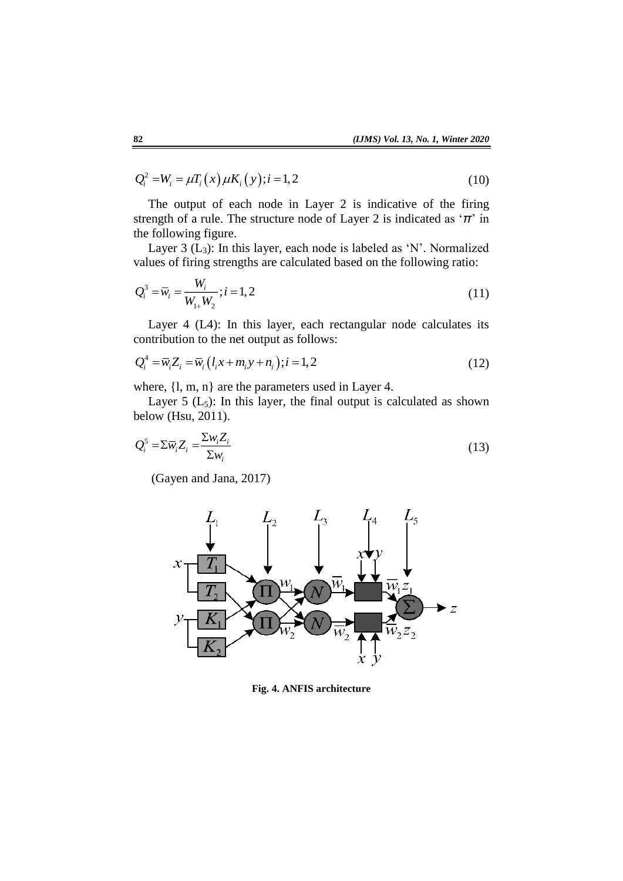$$Q_i^2 = W_i = \mu T_i(x)\mu K_i(y); i = 1, 2 \tag{10}$$

The output of each node in Layer 2 is indicative of the firing strength of a rule. The structure node of Layer 2 is indicated as '$\pi$' in the following figure.

Layer 3 ($L_3$): In this layer, each node is labeled as 'N'. Normalized values of firing strengths are calculated based on the following ratio:

$$Q_i^3 = \bar{w}_i = \frac{W_i}{W_{1+}W_2}; i = 1, 2 \tag{11}$$

Layer 4 (L4): In this layer, each rectangular node calculates its contribution to the net output as follows:

$$Q_i^4 = \bar{w}_i Z_i = \bar{w}_i(l_i x + m_i y + n_i); i = 1, 2 \tag{12}$$

where, {l, m, n} are the parameters used in Layer 4.

Layer 5 ($L_5$): In this layer, the final output is calculated as shown below (Hsu, 2011).

$$Q_i^5 = \Sigma \bar{w}_i Z_i = \frac{\Sigma w_i Z_i}{\Sigma w_i} \tag{13}$$

(Gayen and Jana, 2017)

**Fig. 4. ANFIS architecture**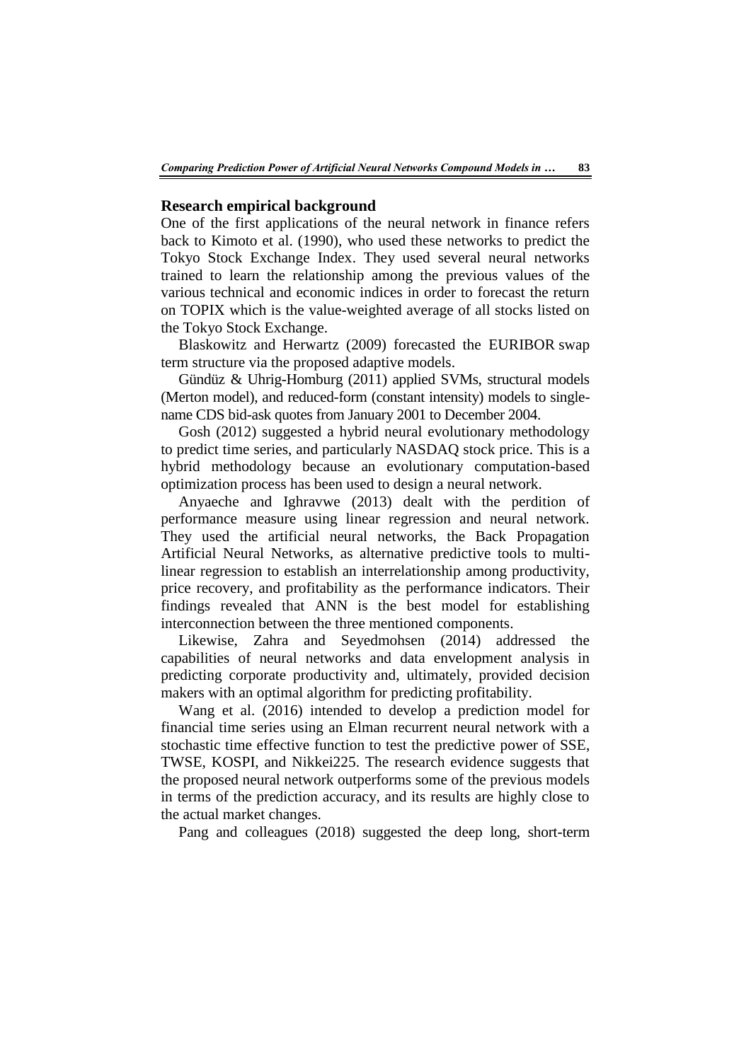**Research empirical background**

One of the first applications of the neural network in finance refers back to Kimoto et al. (1990), who used these networks to predict the Tokyo Stock Exchange Index. They used several neural networks trained to learn the relationship among the previous values of the various technical and economic indices in order to forecast the return on TOPIX which is the value-weighted average of all stocks listed on the Tokyo Stock Exchange.

Blaskowitz and Herwartz (2009) forecasted the EURIBOR swap term structure via the proposed adaptive models.

Gündüz & Uhrig-Homburg (2011) applied SVMs, structural models (Merton model), and reduced-form (constant intensity) models to single-name CDS bid-ask quotes from January 2001 to December 2004.

Gosh (2012) suggested a hybrid neural evolutionary methodology to predict time series, and particularly NASDAQ stock price. This is a hybrid methodology because an evolutionary computation-based optimization process has been used to design a neural network.

Anyaeche and Ighravwe (2013) dealt with the perdition of performance measure using linear regression and neural network. They used the artificial neural networks, the Back Propagation Artificial Neural Networks, as alternative predictive tools to multi-linear regression to establish an interrelationship among productivity, price recovery, and profitability as the performance indicators. Their findings revealed that ANN is the best model for establishing interconnection between the three mentioned components.

Likewise, Zahra and Seyedmohsen (2014) addressed the capabilities of neural networks and data envelopment analysis in predicting corporate productivity and, ultimately, provided decision makers with an optimal algorithm for predicting profitability.

Wang et al. (2016) intended to develop a prediction model for financial time series using an Elman recurrent neural network with a stochastic time effective function to test the predictive power of SSE, TWSE, KOSPI, and Nikkei225. The research evidence suggests that the proposed neural network outperforms some of the previous models in terms of the prediction accuracy, and its results are highly close to the actual market changes.

Pang and colleagues (2018) suggested the deep long, short-term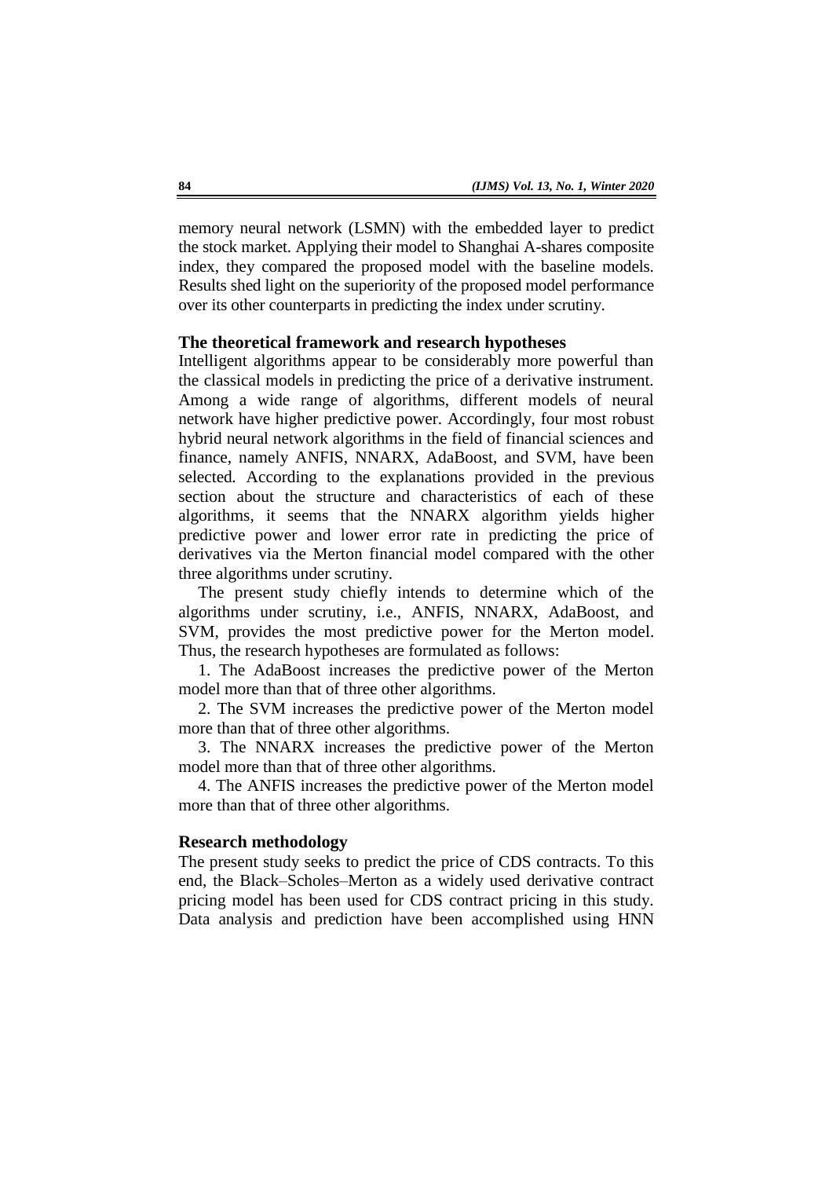memory neural network (LSMN) with the embedded layer to predict the stock market. Applying their model to Shanghai A-shares composite index, they compared the proposed model with the baseline models. Results shed light on the superiority of the proposed model performance over its other counterparts in predicting the index under scrutiny.

## The theoretical framework and research hypotheses

Intelligent algorithms appear to be considerably more powerful than the classical models in predicting the price of a derivative instrument. Among a wide range of algorithms, different models of neural network have higher predictive power. Accordingly, four most robust hybrid neural network algorithms in the field of financial sciences and finance, namely ANFIS, NNARX, AdaBoost, and SVM, have been selected. According to the explanations provided in the previous section about the structure and characteristics of each of these algorithms, it seems that the NNARX algorithm yields higher predictive power and lower error rate in predicting the price of derivatives via the Merton financial model compared with the other three algorithms under scrutiny.

The present study chiefly intends to determine which of the algorithms under scrutiny, i.e., ANFIS, NNARX, AdaBoost, and SVM, provides the most predictive power for the Merton model. Thus, the research hypotheses are formulated as follows:

1. The AdaBoost increases the predictive power of the Merton model more than that of three other algorithms.
2. The SVM increases the predictive power of the Merton model more than that of three other algorithms.
3. The NNARX increases the predictive power of the Merton model more than that of three other algorithms.
4. The ANFIS increases the predictive power of the Merton model more than that of three other algorithms.

## Research methodology

The present study seeks to predict the price of CDS contracts. To this end, the Black–Scholes–Merton as a widely used derivative contract pricing model has been used for CDS contract pricing in this study. Data analysis and prediction have been accomplished using HNN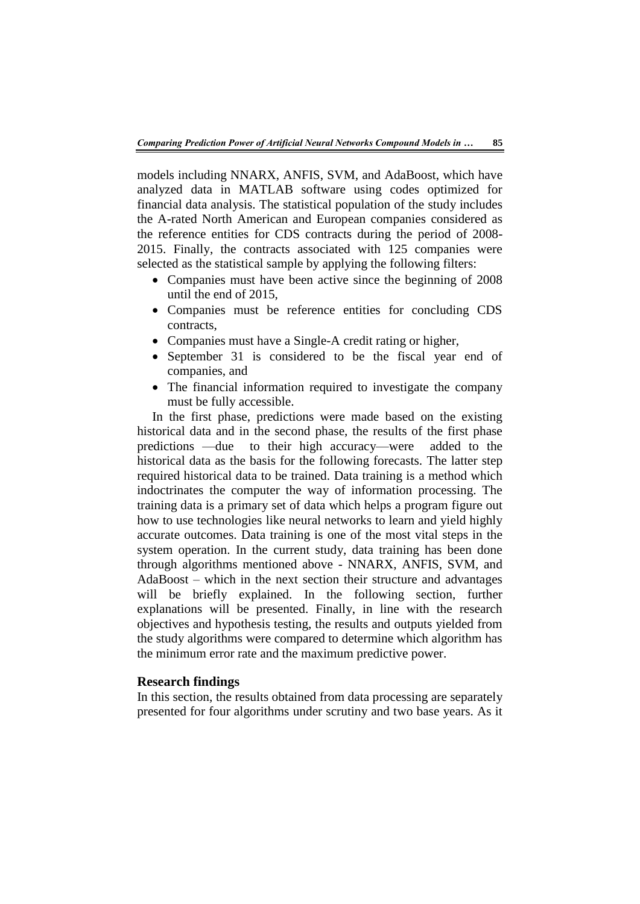models including NNARX, ANFIS, SVM, and AdaBoost, which have analyzed data in MATLAB software using codes optimized for financial data analysis. The statistical population of the study includes the A-rated North American and European companies considered as the reference entities for CDS contracts during the period of 2008-2015. Finally, the contracts associated with 125 companies were selected as the statistical sample by applying the following filters:

- Companies must have been active since the beginning of 2008 until the end of 2015,
- Companies must be reference entities for concluding CDS contracts,
- Companies must have a Single-A credit rating or higher,
- September 31 is considered to be the fiscal year end of companies, and
- The financial information required to investigate the company must be fully accessible.

In the first phase, predictions were made based on the existing historical data and in the second phase, the results of the first phase predictions —due to their high accuracy—were added to the historical data as the basis for the following forecasts. The latter step required historical data to be trained. Data training is a method which indoctrinates the computer the way of information processing. The training data is a primary set of data which helps a program figure out how to use technologies like neural networks to learn and yield highly accurate outcomes. Data training is one of the most vital steps in the system operation. In the current study, data training has been done through algorithms mentioned above - NNARX, ANFIS, SVM, and AdaBoost – which in the next section their structure and advantages will be briefly explained. In the following section, further explanations will be presented. Finally, in line with the research objectives and hypothesis testing, the results and outputs yielded from the study algorithms were compared to determine which algorithm has the minimum error rate and the maximum predictive power.

## Research findings

In this section, the results obtained from data processing are separately presented for four algorithms under scrutiny and two base years. As it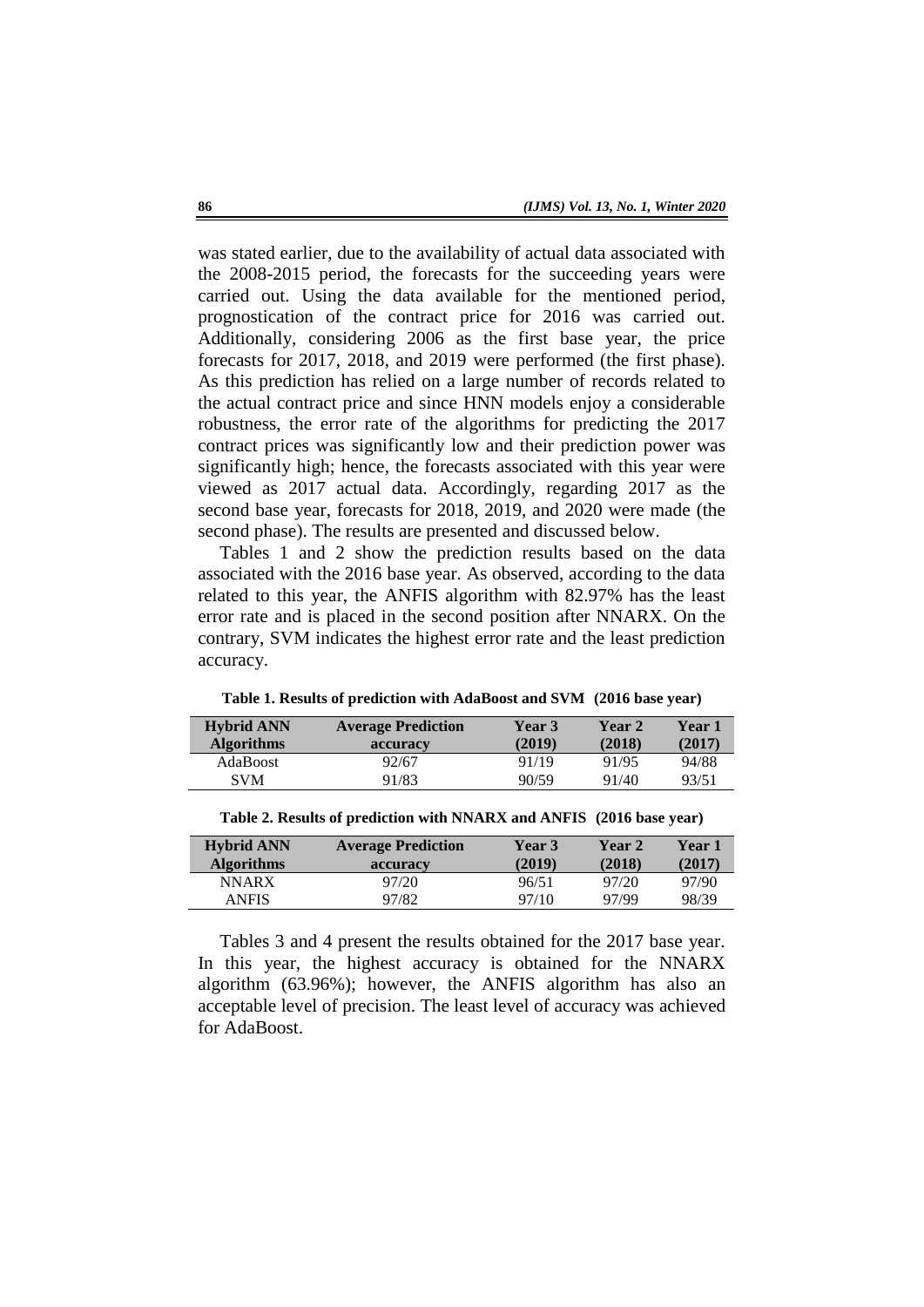was stated earlier, due to the availability of actual data associated with the 2008-2015 period, the forecasts for the succeeding years were carried out. Using the data available for the mentioned period, prognostication of the contract price for 2016 was carried out. Additionally, considering 2006 as the first base year, the price forecasts for 2017, 2018, and 2019 were performed (the first phase). As this prediction has relied on a large number of records related to the actual contract price and since HNN models enjoy a considerable robustness, the error rate of the algorithms for predicting the 2017 contract prices was significantly low and their prediction power was significantly high; hence, the forecasts associated with this year were viewed as 2017 actual data. Accordingly, regarding 2017 as the second base year, forecasts for 2018, 2019, and 2020 were made (the second phase). The results are presented and discussed below.

Tables 1 and 2 show the prediction results based on the data associated with the 2016 base year. As observed, according to the data related to this year, the ANFIS algorithm with 82.97% has the least error rate and is placed in the second position after NNARX. On the contrary, SVM indicates the highest error rate and the least prediction accuracy.

**Table 1. Results of prediction with AdaBoost and SVM (2016 base year)**

| Hybrid ANN Algorithms | Average Prediction accuracy | Year 3 (2019) | Year 2 (2018) | Year 1 (2017) |
|---|---|---|---|---|
| AdaBoost | 92/67 | 91/19 | 91/95 | 94/88 |
| SVM | 91/83 | 90/59 | 91/40 | 93/51 |

**Table 2. Results of prediction with NNARX and ANFIS (2016 base year)**

| Hybrid ANN Algorithms | Average Prediction accuracy | Year 3 (2019) | Year 2 (2018) | Year 1 (2017) |
|---|---|---|---|---|
| NNARX | 97/20 | 96/51 | 97/20 | 97/90 |
| ANFIS | 97/82 | 97/10 | 97/99 | 98/39 |

Tables 3 and 4 present the results obtained for the 2017 base year. In this year, the highest accuracy is obtained for the NNARX algorithm (63.96%); however, the ANFIS algorithm has also an acceptable level of precision. The least level of accuracy was achieved for AdaBoost.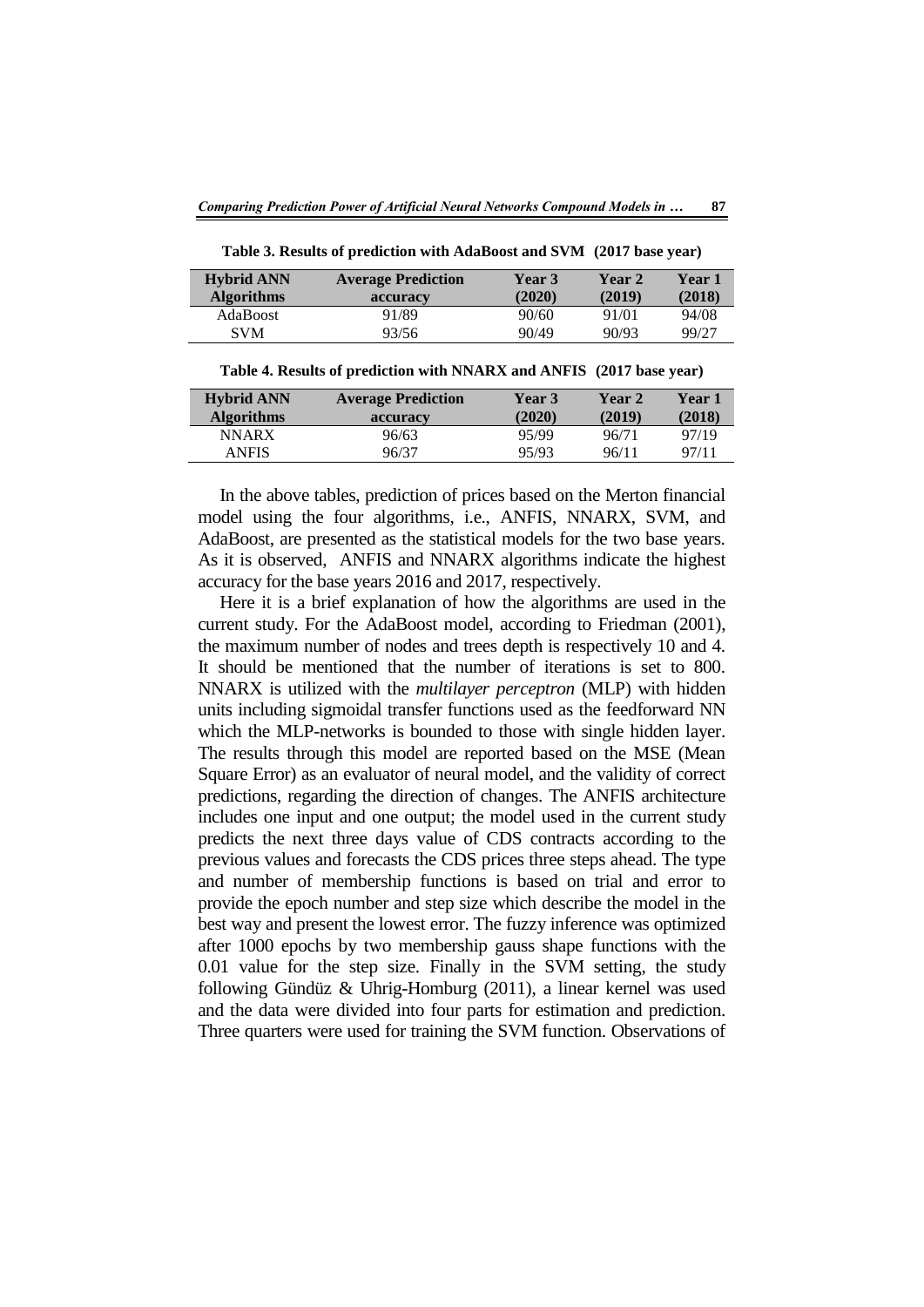**Table 3. Results of prediction with AdaBoost and SVM (2017 base year)**

| Hybrid ANN Algorithms | Average Prediction accuracy | Year 3 (2020) | Year 2 (2019) | Year 1 (2018) |
|---|---|---|---|---|
| AdaBoost | 91/89 | 90/60 | 91/01 | 94/08 |
| SVM | 93/56 | 90/49 | 90/93 | 99/27 |

**Table 4. Results of prediction with NNARX and ANFIS (2017 base year)**

| Hybrid ANN Algorithms | Average Prediction accuracy | Year 3 (2020) | Year 2 (2019) | Year 1 (2018) |
|---|---|---|---|---|
| NNARX | 96/63 | 95/99 | 96/71 | 97/19 |
| ANFIS | 96/37 | 95/93 | 96/11 | 97/11 |

In the above tables, prediction of prices based on the Merton financial model using the four algorithms, i.e., ANFIS, NNARX, SVM, and AdaBoost, are presented as the statistical models for the two base years. As it is observed, ANFIS and NNARX algorithms indicate the highest accuracy for the base years 2016 and 2017, respectively.

Here it is a brief explanation of how the algorithms are used in the current study. For the AdaBoost model, according to Friedman (2001), the maximum number of nodes and trees depth is respectively 10 and 4. It should be mentioned that the number of iterations is set to 800. NNARX is utilized with the *multilayer perceptron* (MLP) with hidden units including sigmoidal transfer functions used as the feedforward NN which the MLP-networks is bounded to those with single hidden layer. The results through this model are reported based on the MSE (Mean Square Error) as an evaluator of neural model, and the validity of correct predictions, regarding the direction of changes. The ANFIS architecture includes one input and one output; the model used in the current study predicts the next three days value of CDS contracts according to the previous values and forecasts the CDS prices three steps ahead. The type and number of membership functions is based on trial and error to provide the epoch number and step size which describe the model in the best way and present the lowest error. The fuzzy inference was optimized after 1000 epochs by two membership gauss shape functions with the 0.01 value for the step size. Finally in the SVM setting, the study following Gündüz & Uhrig-Homburg (2011), a linear kernel was used and the data were divided into four parts for estimation and prediction. Three quarters were used for training the SVM function. Observations of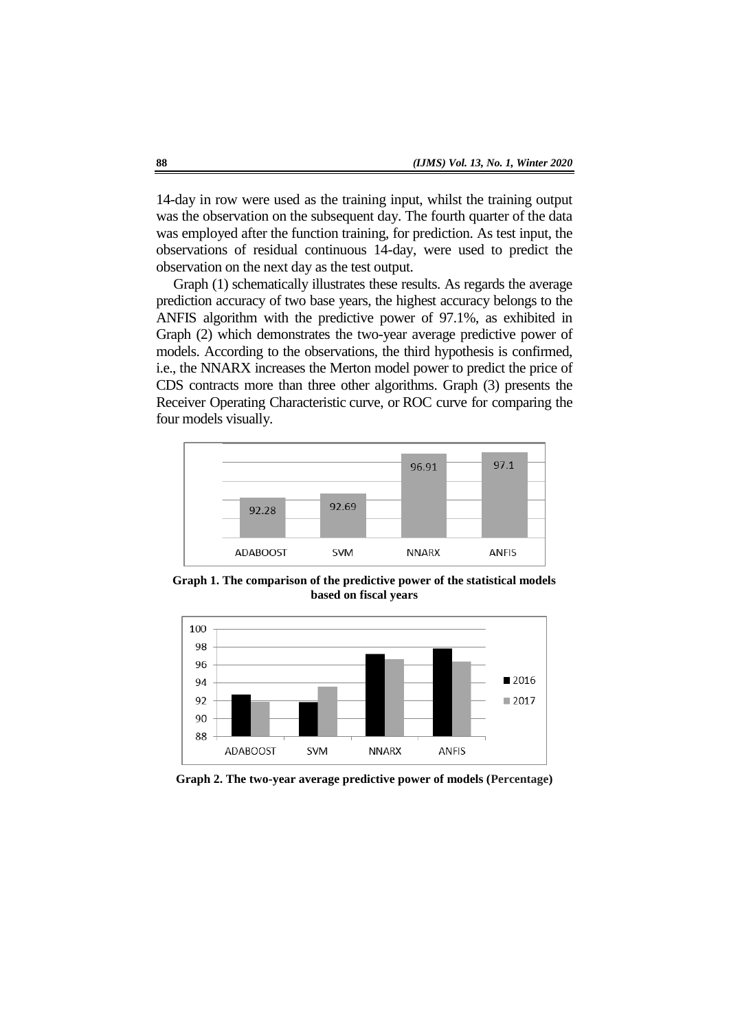14-day in row were used as the training input, whilst the training output was the observation on the subsequent day. The fourth quarter of the data was employed after the function training, for prediction. As test input, the observations of residual continuous 14-day, were used to predict the observation on the next day as the test output.

Graph (1) schematically illustrates these results. As regards the average prediction accuracy of two base years, the highest accuracy belongs to the ANFIS algorithm with the predictive power of 97.1%, as exhibited in Graph (2) which demonstrates the two-year average predictive power of models. According to the observations, the third hypothesis is confirmed, i.e., the NNARX increases the Merton model power to predict the price of CDS contracts more than three other algorithms. Graph (3) presents the Receiver Operating Characteristic curve, or ROC curve for comparing the four models visually.

| ADABOOST | SVM | NNARX | ANFIS |
|---|---|---|---|
| 92.28 | 92.69 | 96.91 | 97.1 |

**Graph 1. The comparison of the predictive power of the statistical models based on fiscal years**

**Graph 2. The two-year average predictive power of models (Percentage)**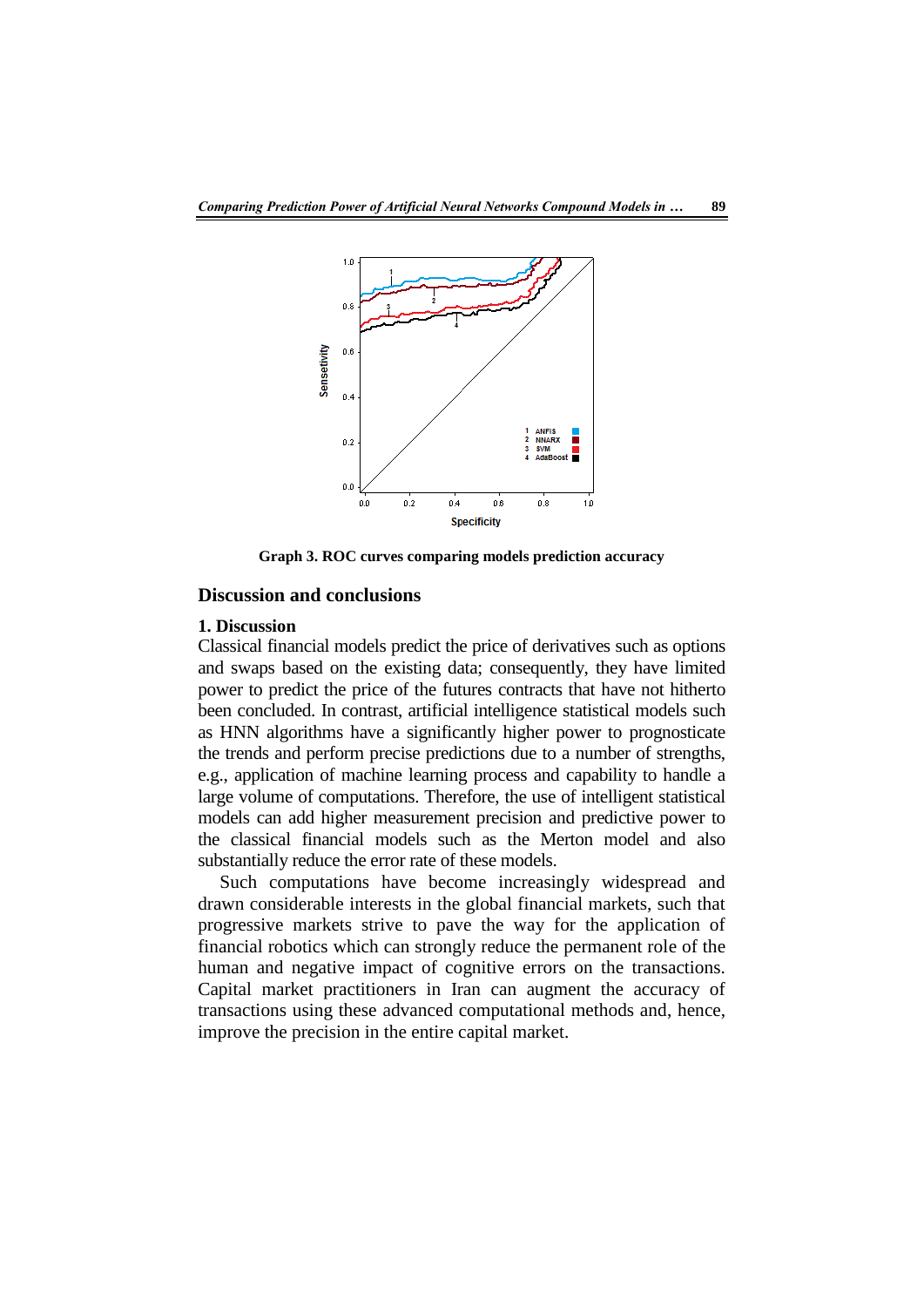Graph 3. ROC curves comparing models prediction accuracy

## Discussion and conclusions

### 1. Discussion

Classical financial models predict the price of derivatives such as options and swaps based on the existing data; consequently, they have limited power to predict the price of the futures contracts that have not hitherto been concluded. In contrast, artificial intelligence statistical models such as HNN algorithms have a significantly higher power to prognosticate the trends and perform precise predictions due to a number of strengths, e.g., application of machine learning process and capability to handle a large volume of computations. Therefore, the use of intelligent statistical models can add higher measurement precision and predictive power to the classical financial models such as the Merton model and also substantially reduce the error rate of these models.

Such computations have become increasingly widespread and drawn considerable interests in the global financial markets, such that progressive markets strive to pave the way for the application of financial robotics which can strongly reduce the permanent role of the human and negative impact of cognitive errors on the transactions. Capital market practitioners in Iran can augment the accuracy of transactions using these advanced computational methods and, hence, improve the precision in the entire capital market.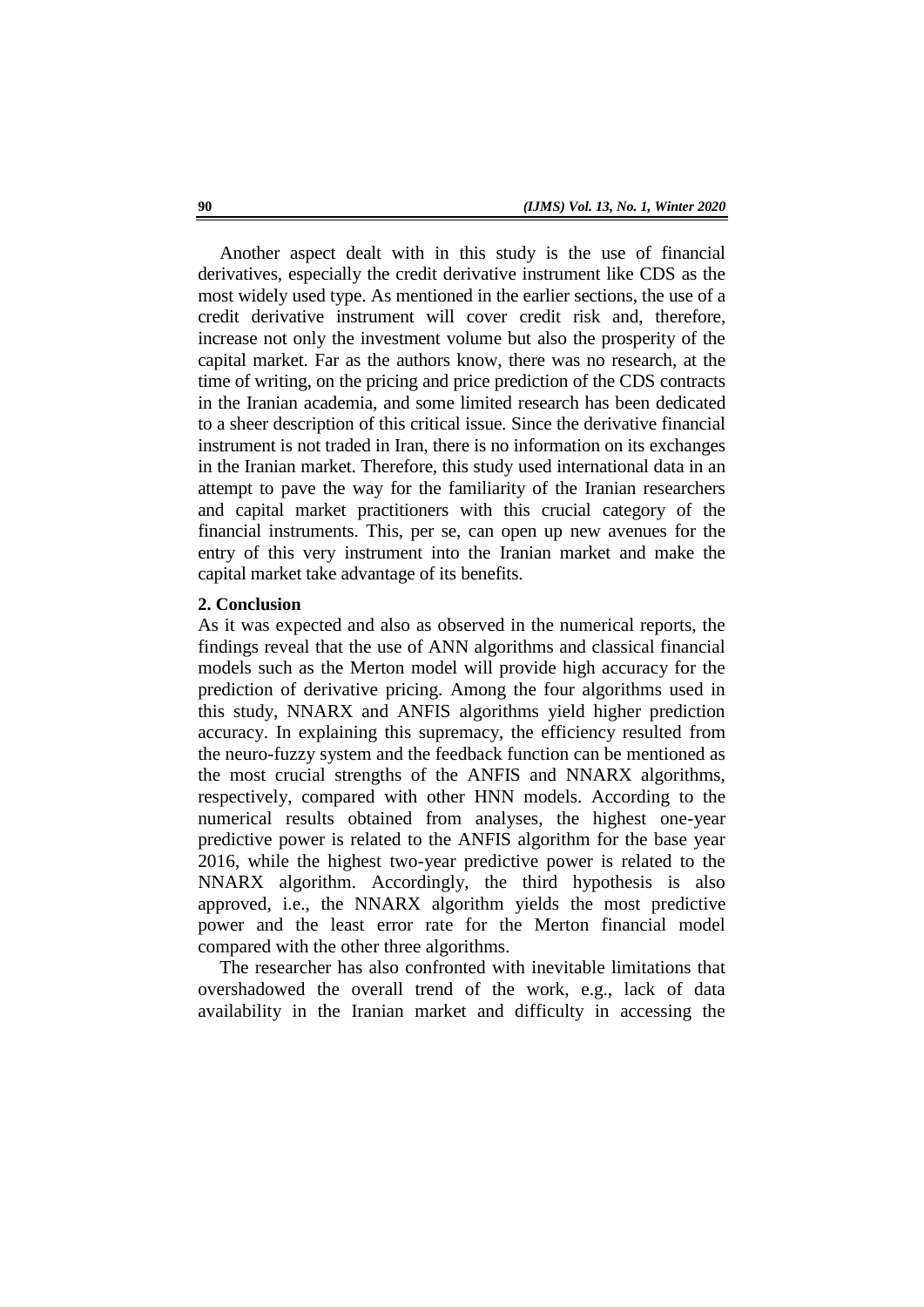Another aspect dealt with in this study is the use of financial derivatives, especially the credit derivative instrument like CDS as the most widely used type. As mentioned in the earlier sections, the use of a credit derivative instrument will cover credit risk and, therefore, increase not only the investment volume but also the prosperity of the capital market. Far as the authors know, there was no research, at the time of writing, on the pricing and price prediction of the CDS contracts in the Iranian academia, and some limited research has been dedicated to a sheer description of this critical issue. Since the derivative financial instrument is not traded in Iran, there is no information on its exchanges in the Iranian market. Therefore, this study used international data in an attempt to pave the way for the familiarity of the Iranian researchers and capital market practitioners with this crucial category of the financial instruments. This, per se, can open up new avenues for the entry of this very instrument into the Iranian market and make the capital market take advantage of its benefits.

## 2. Conclusion

As it was expected and also as observed in the numerical reports, the findings reveal that the use of ANN algorithms and classical financial models such as the Merton model will provide high accuracy for the prediction of derivative pricing. Among the four algorithms used in this study, NNARX and ANFIS algorithms yield higher prediction accuracy. In explaining this supremacy, the efficiency resulted from the neuro-fuzzy system and the feedback function can be mentioned as the most crucial strengths of the ANFIS and NNARX algorithms, respectively, compared with other HNN models. According to the numerical results obtained from analyses, the highest one-year predictive power is related to the ANFIS algorithm for the base year 2016, while the highest two-year predictive power is related to the NNARX algorithm. Accordingly, the third hypothesis is also approved, i.e., the NNARX algorithm yields the most predictive power and the least error rate for the Merton financial model compared with the other three algorithms.

The researcher has also confronted with inevitable limitations that overshadowed the overall trend of the work, e.g., lack of data availability in the Iranian market and difficulty in accessing the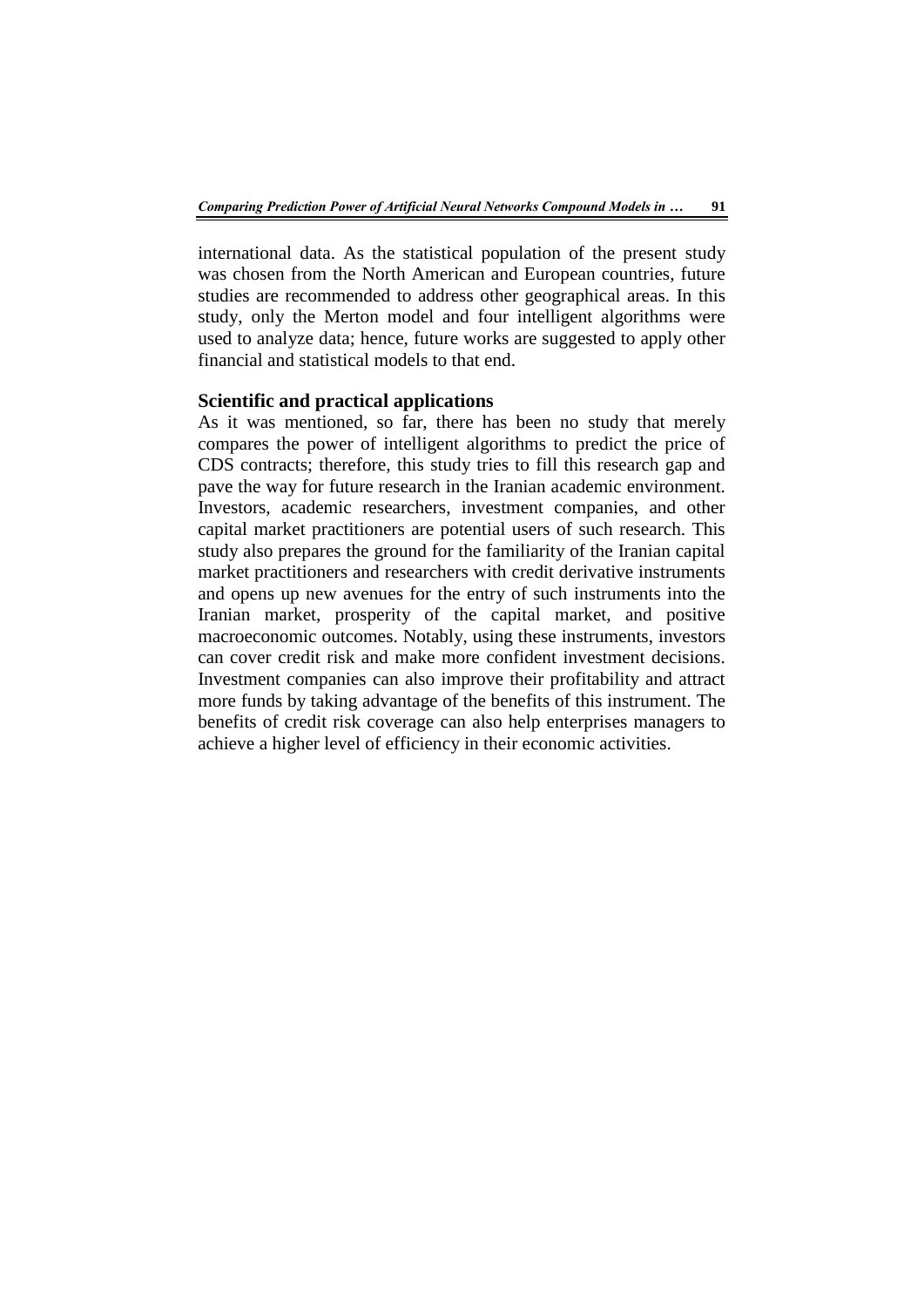international data. As the statistical population of the present study was chosen from the North American and European countries, future studies are recommended to address other geographical areas. In this study, only the Merton model and four intelligent algorithms were used to analyze data; hence, future works are suggested to apply other financial and statistical models to that end.

### Scientific and practical applications

As it was mentioned, so far, there has been no study that merely compares the power of intelligent algorithms to predict the price of CDS contracts; therefore, this study tries to fill this research gap and pave the way for future research in the Iranian academic environment. Investors, academic researchers, investment companies, and other capital market practitioners are potential users of such research. This study also prepares the ground for the familiarity of the Iranian capital market practitioners and researchers with credit derivative instruments and opens up new avenues for the entry of such instruments into the Iranian market, prosperity of the capital market, and positive macroeconomic outcomes. Notably, using these instruments, investors can cover credit risk and make more confident investment decisions. Investment companies can also improve their profitability and attract more funds by taking advantage of the benefits of this instrument. The benefits of credit risk coverage can also help enterprises managers to achieve a higher level of efficiency in their economic activities.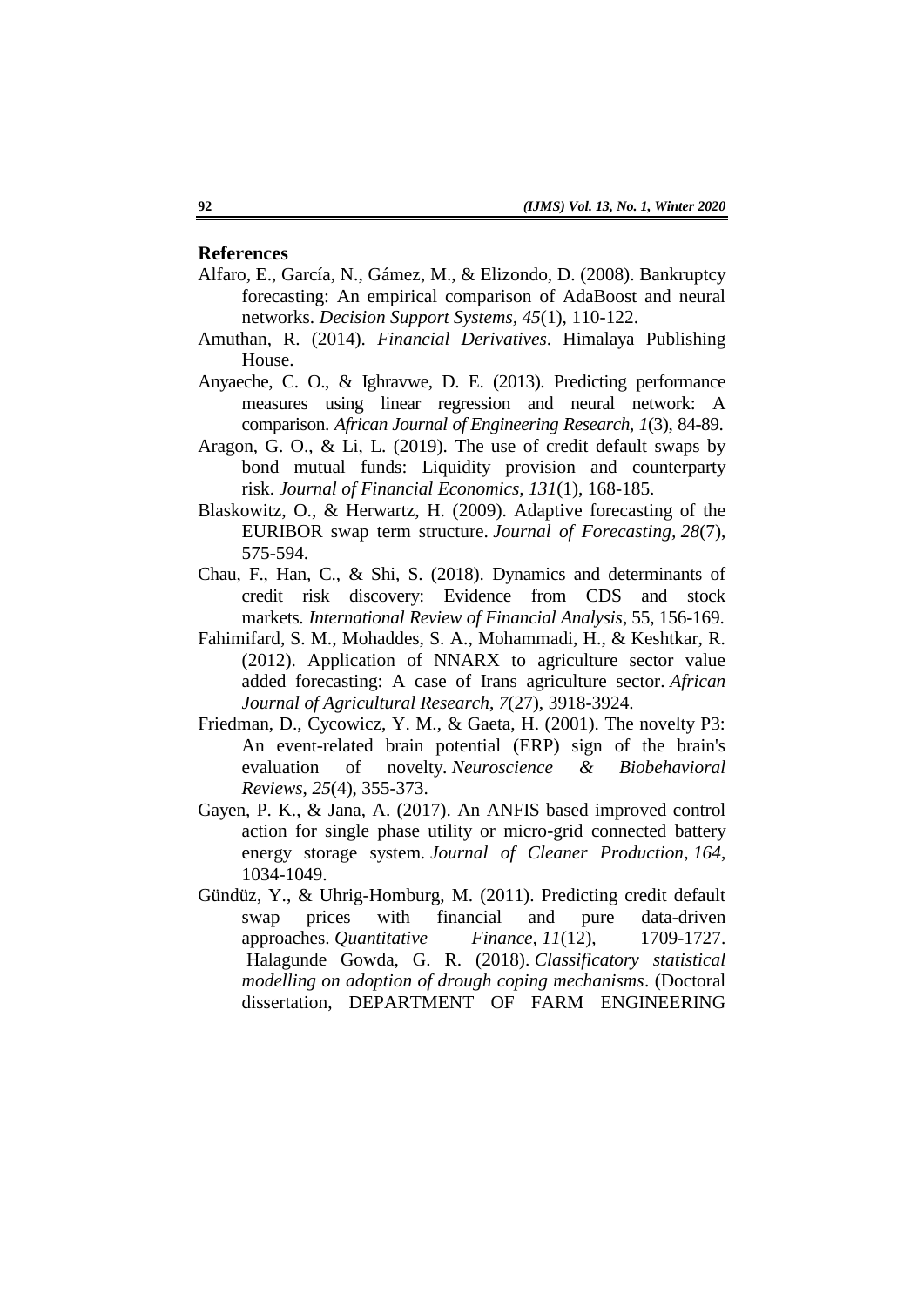## References

Alfaro, E., García, N., Gámez, M., & Elizondo, D. (2008). Bankruptcy forecasting: An empirical comparison of AdaBoost and neural networks. *Decision Support Systems*, *45*(1), 110-122.

Amuthan, R. (2014). *Financial Derivatives*. Himalaya Publishing House.

Anyaeche, C. O., & Ighravwe, D. E. (2013). Predicting performance measures using linear regression and neural network: A comparison. *African Journal of Engineering Research*, *1*(3), 84-89.

Aragon, G. O., & Li, L. (2019). The use of credit default swaps by bond mutual funds: Liquidity provision and counterparty risk. *Journal of Financial Economics*, *131*(1), 168-185.

Blaskowitz, O., & Herwartz, H. (2009). Adaptive forecasting of the EURIBOR swap term structure. *Journal of Forecasting*, *28*(7), 575-594.

Chau, F., Han, C., & Shi, S. (2018). Dynamics and determinants of credit risk discovery: Evidence from CDS and stock markets. *International Review of Financial Analysis*, 55, 156-169.

Fahimifard, S. M., Mohaddes, S. A., Mohammadi, H., & Keshtkar, R. (2012). Application of NNARX to agriculture sector value added forecasting: A case of Irans agriculture sector. *African Journal of Agricultural Research*, *7*(27), 3918-3924.

Friedman, D., Cycowicz, Y. M., & Gaeta, H. (2001). The novelty P3: An event-related brain potential (ERP) sign of the brain's evaluation of novelty. *Neuroscience & Biobehavioral Reviews*, *25*(4), 355-373.

Gayen, P. K., & Jana, A. (2017). An ANFIS based improved control action for single phase utility or micro-grid connected battery energy storage system. *Journal of Cleaner Production*, *164*, 1034-1049.

Gündüz, Y., & Uhrig-Homburg, M. (2011). Predicting credit default swap prices with financial and pure data-driven approaches. *Quantitative Finance*, *11*(12), 1709-1727. Halagunde Gowda, G. R. (2018). *Classificatory statistical modelling on adoption of drough coping mechanisms*. (Doctoral dissertation, DEPARTMENT OF FARM ENGINEERING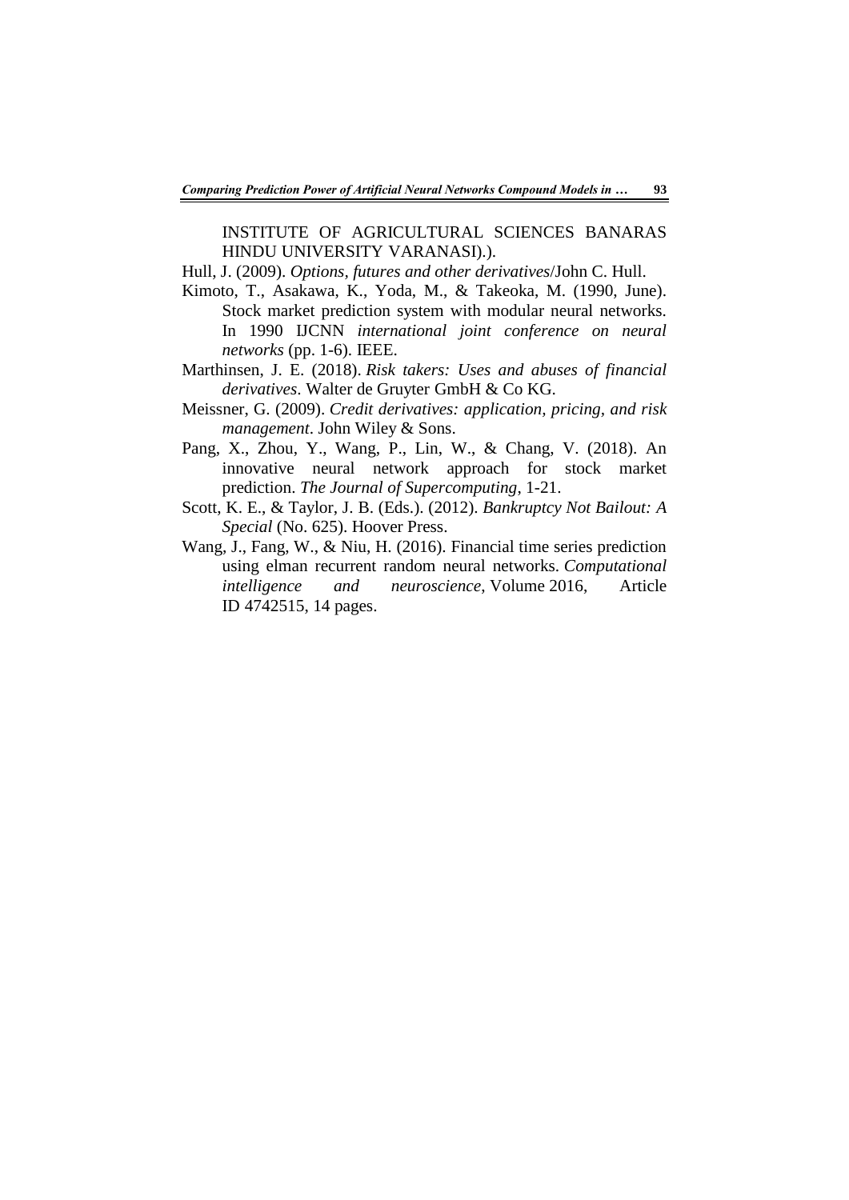INSTITUTE OF AGRICULTURAL SCIENCES BANARAS HINDU UNIVERSITY VARANASI).).

Hull, J. (2009). *Options, futures and other derivatives*/John C. Hull.

Kimoto, T., Asakawa, K., Yoda, M., & Takeoka, M. (1990, June). Stock market prediction system with modular neural networks. In 1990 IJCNN *international joint conference on neural networks* (pp. 1-6). IEEE.

Marthinsen, J. E. (2018). *Risk takers: Uses and abuses of financial derivatives*. Walter de Gruyter GmbH & Co KG.

Meissner, G. (2009). *Credit derivatives: application, pricing, and risk management*. John Wiley & Sons.

Pang, X., Zhou, Y., Wang, P., Lin, W., & Chang, V. (2018). An innovative neural network approach for stock market prediction. *The Journal of Supercomputing*, 1-21.

Scott, K. E., & Taylor, J. B. (Eds.). (2012). *Bankruptcy Not Bailout: A Special* (No. 625). Hoover Press.

Wang, J., Fang, W., & Niu, H. (2016). Financial time series prediction using elman recurrent random neural networks. *Computational intelligence and neuroscience*, Volume 2016, Article ID 4742515, 14 pages.